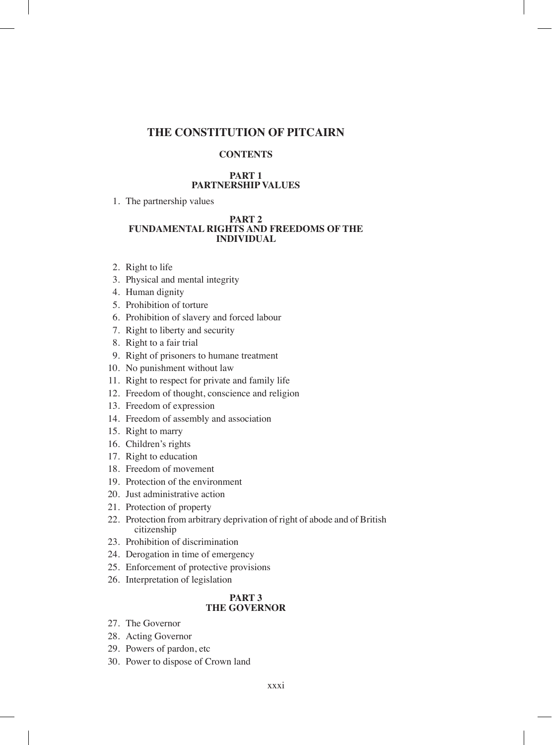# THE CONSTITUTION OF PITCAIRN

## CONTENTS

### PART 1
### PARTNERSHIP VALUES

1. The partnership values

### PART 2
### FUNDAMENTAL RIGHTS AND FREEDOMS OF THE INDIVIDUAL

2. Right to life
3. Physical and mental integrity
4. Human dignity
5. Prohibition of torture
6. Prohibition of slavery and forced labour
7. Right to liberty and security
8. Right to a fair trial
9. Right of prisoners to humane treatment
10. No punishment without law
11. Right to respect for private and family life
12. Freedom of thought, conscience and religion
13. Freedom of expression
14. Freedom of assembly and association
15. Right to marry
16. Children's rights
17. Right to education
18. Freedom of movement
19. Protection of the environment
20. Just administrative action
21. Protection of property
22. Protection from arbitrary deprivation of right of abode and of British citizenship
23. Prohibition of discrimination
24. Derogation in time of emergency
25. Enforcement of protective provisions
26. Interpretation of legislation

### PART 3
### THE GOVERNOR

27. The Governor
28. Acting Governor
29. Powers of pardon, etc
30. Power to dispose of Crown land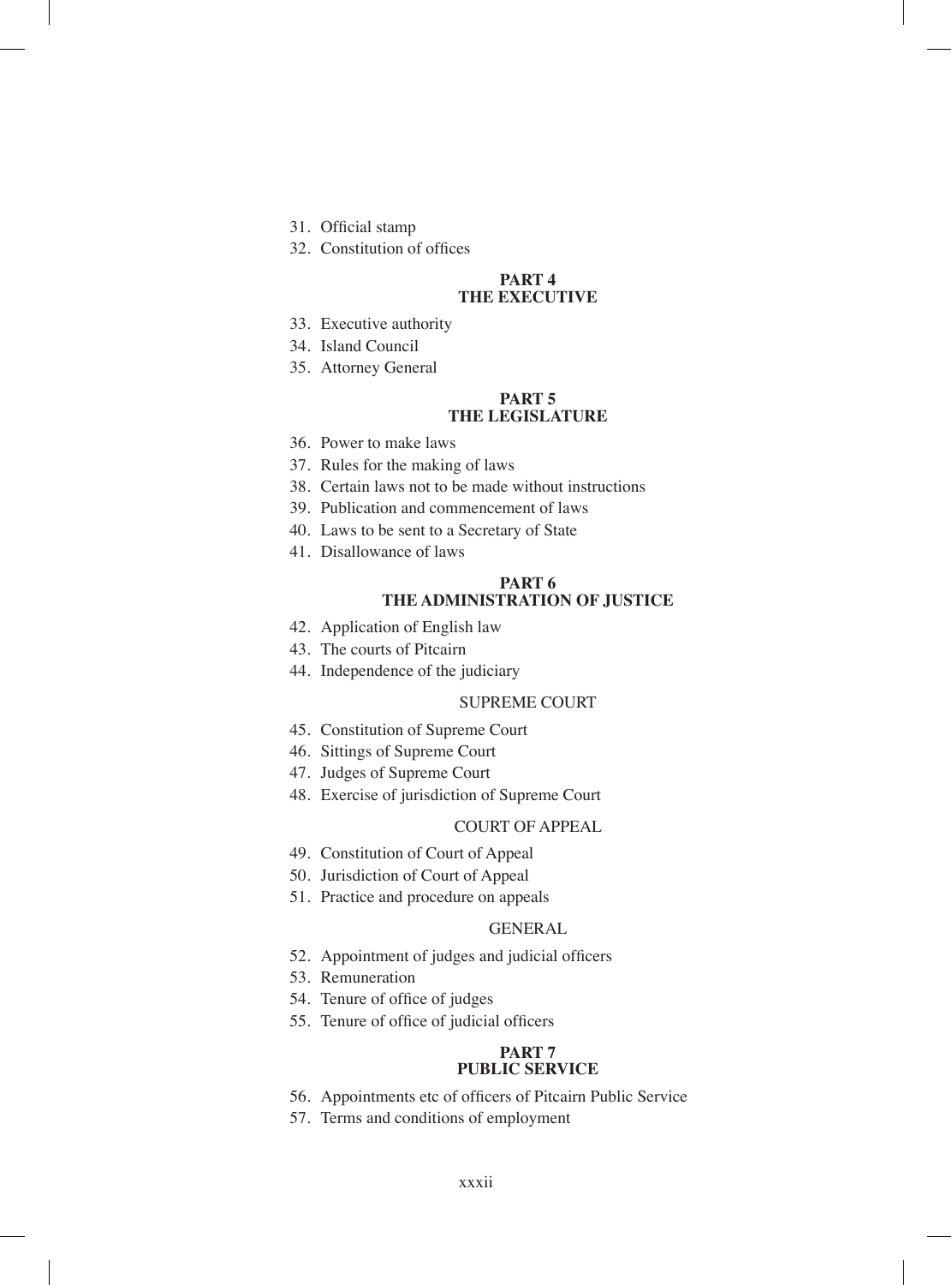31. Official stamp
32. Constitution of offices

## PART 4
## THE EXECUTIVE

33. Executive authority
34. Island Council
35. Attorney General

## PART 5
## THE LEGISLATURE

36. Power to make laws
37. Rules for the making of laws
38. Certain laws not to be made without instructions
39. Publication and commencement of laws
40. Laws to be sent to a Secretary of State
41. Disallowance of laws

## PART 6
## THE ADMINISTRATION OF JUSTICE

42. Application of English law
43. The courts of Pitcairn
44. Independence of the judiciary

### SUPREME COURT

45. Constitution of Supreme Court
46. Sittings of Supreme Court
47. Judges of Supreme Court
48. Exercise of jurisdiction of Supreme Court

### COURT OF APPEAL

49. Constitution of Court of Appeal
50. Jurisdiction of Court of Appeal
51. Practice and procedure on appeals

### GENERAL

52. Appointment of judges and judicial officers
53. Remuneration
54. Tenure of office of judges
55. Tenure of office of judicial officers

## PART 7
## PUBLIC SERVICE

56. Appointments etc of officers of Pitcairn Public Service
57. Terms and conditions of employment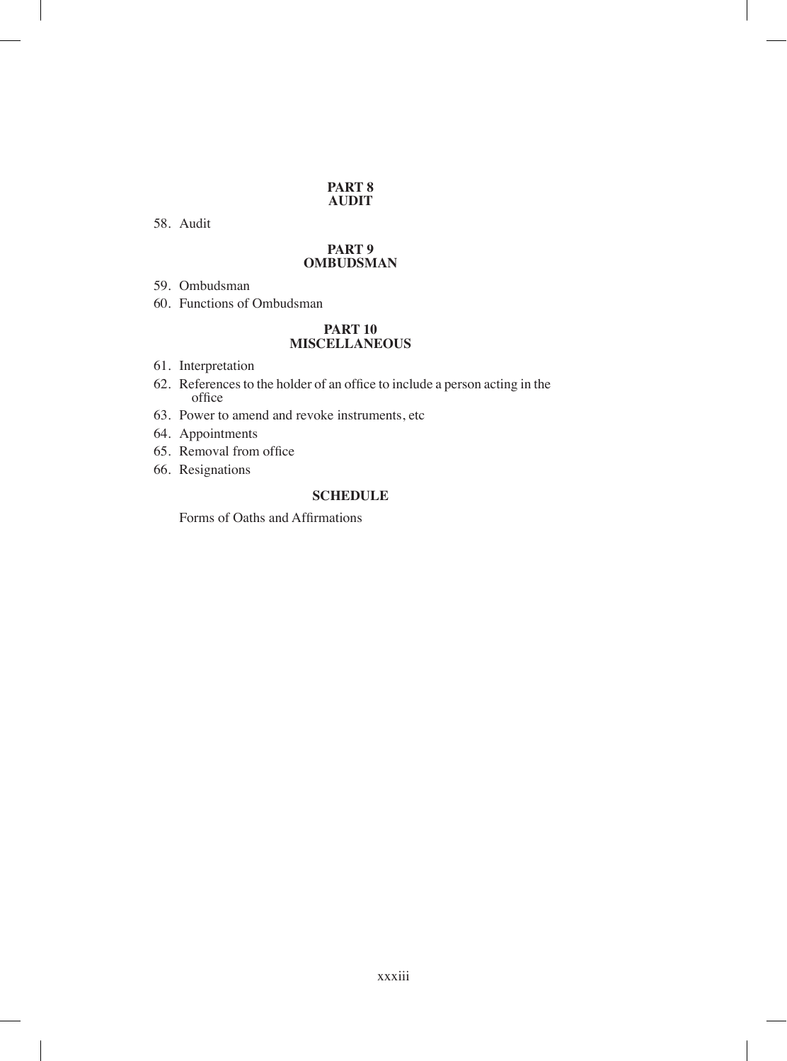## PART 8
## AUDIT

58. Audit

## PART 9
## OMBUDSMAN

59. Ombudsman
60. Functions of Ombudsman

## PART 10
## MISCELLANEOUS

61. Interpretation
62. References to the holder of an office to include a person acting in the office
63. Power to amend and revoke instruments, etc
64. Appointments
65. Removal from office
66. Resignations

## SCHEDULE

Forms of Oaths and Affirmations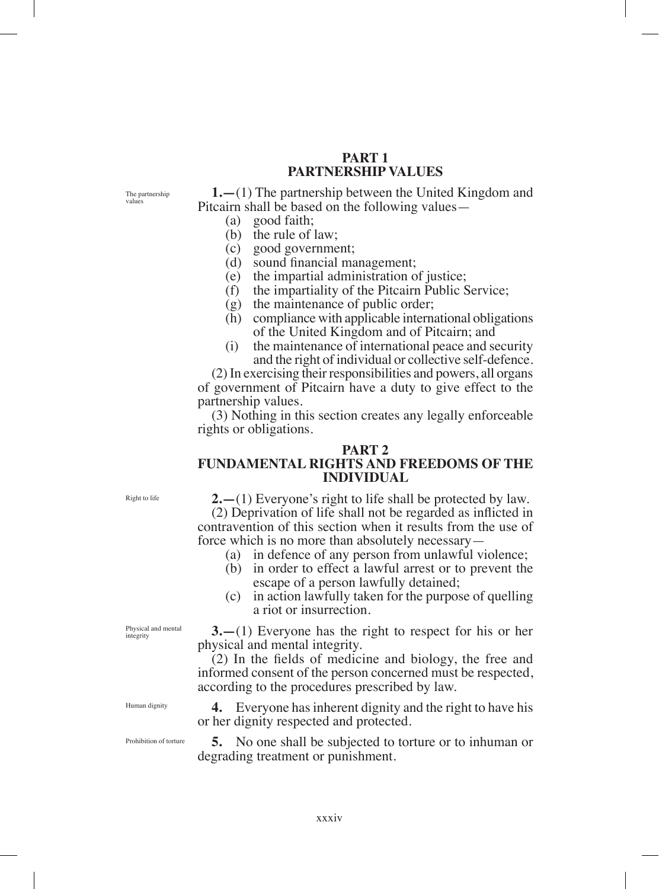## PART 1
## PARTNERSHIP VALUES

The partnership values

**1.—**(1) The partnership between the United Kingdom and Pitcairn shall be based on the following values—

- (a) good faith;
- (b) the rule of law;
- (c) good government;
- (d) sound financial management;
- (e) the impartial administration of justice;
- (f) the impartiality of the Pitcairn Public Service;
- (g) the maintenance of public order;
- (h) compliance with applicable international obligations of the United Kingdom and of Pitcairn; and
- (i) the maintenance of international peace and security and the right of individual or collective self-defence.

(2) In exercising their responsibilities and powers, all organs of government of Pitcairn have a duty to give effect to the partnership values.

(3) Nothing in this section creates any legally enforceable rights or obligations.

## PART 2
## FUNDAMENTAL RIGHTS AND FREEDOMS OF THE INDIVIDUAL

Right to life

**2.—**(1) Everyone's right to life shall be protected by law.

(2) Deprivation of life shall not be regarded as inflicted in contravention of this section when it results from the use of force which is no more than absolutely necessary—

- (a) in defence of any person from unlawful violence;
- (b) in order to effect a lawful arrest or to prevent the escape of a person lawfully detained;
- (c) in action lawfully taken for the purpose of quelling a riot or insurrection.

Physical and mental integrity

**3.—**(1) Everyone has the right to respect for his or her physical and mental integrity.

(2) In the fields of medicine and biology, the free and informed consent of the person concerned must be respected, according to the procedures prescribed by law.

Human dignity

**4.** Everyone has inherent dignity and the right to have his or her dignity respected and protected.

Prohibition of torture

**5.** No one shall be subjected to torture or to inhuman or degrading treatment or punishment.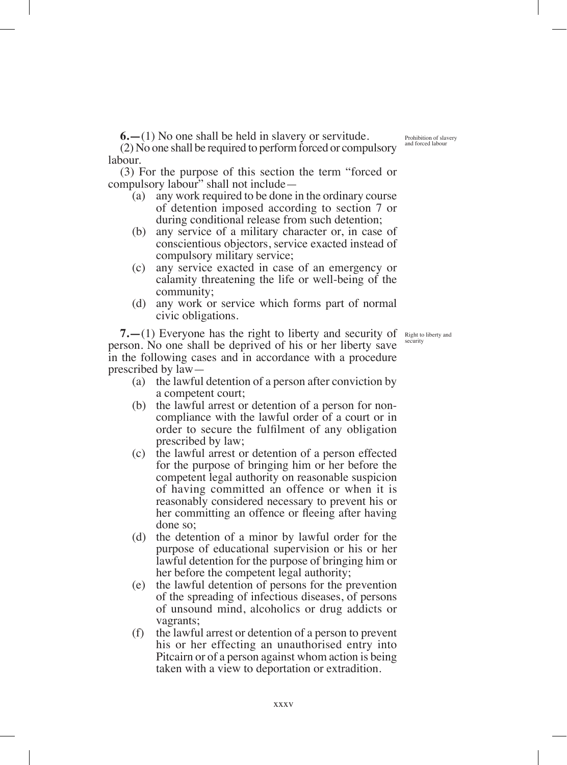**6.—**(1) No one shall be held in slavery or servitude.

*Prohibition of slavery and forced labour*

(2) No one shall be required to perform forced or compulsory labour.

(3) For the purpose of this section the term "forced or compulsory labour" shall not include—

- (a) any work required to be done in the ordinary course of detention imposed according to section 7 or during conditional release from such detention;
- (b) any service of a military character or, in case of conscientious objectors, service exacted instead of compulsory military service;
- (c) any service exacted in case of an emergency or calamity threatening the life or well-being of the community;
- (d) any work or service which forms part of normal civic obligations.

**7.—**(1) Everyone has the right to liberty and security of person. No one shall be deprived of his or her liberty save in the following cases and in accordance with a procedure prescribed by law—

*Right to liberty and security*

- (a) the lawful detention of a person after conviction by a competent court;
- (b) the lawful arrest or detention of a person for non-compliance with the lawful order of a court or in order to secure the fulfilment of any obligation prescribed by law;
- (c) the lawful arrest or detention of a person effected for the purpose of bringing him or her before the competent legal authority on reasonable suspicion of having committed an offence or when it is reasonably considered necessary to prevent his or her committing an offence or fleeing after having done so;
- (d) the detention of a minor by lawful order for the purpose of educational supervision or his or her lawful detention for the purpose of bringing him or her before the competent legal authority;
- (e) the lawful detention of persons for the prevention of the spreading of infectious diseases, of persons of unsound mind, alcoholics or drug addicts or vagrants;
- (f) the lawful arrest or detention of a person to prevent his or her effecting an unauthorised entry into Pitcairn or of a person against whom action is being taken with a view to deportation or extradition.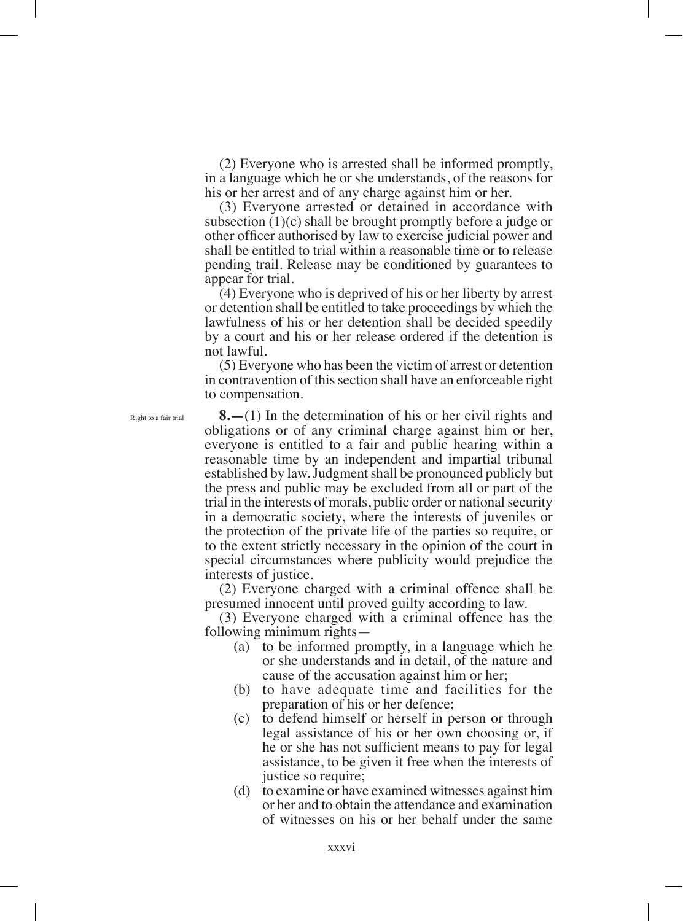(2) Everyone who is arrested shall be informed promptly, in a language which he or she understands, of the reasons for his or her arrest and of any charge against him or her.

(3) Everyone arrested or detained in accordance with subsection (1)(c) shall be brought promptly before a judge or other officer authorised by law to exercise judicial power and shall be entitled to trial within a reasonable time or to release pending trail. Release may be conditioned by guarantees to appear for trial.

(4) Everyone who is deprived of his or her liberty by arrest or detention shall be entitled to take proceedings by which the lawfulness of his or her detention shall be decided speedily by a court and his or her release ordered if the detention is not lawful.

(5) Everyone who has been the victim of arrest or detention in contravention of this section shall have an enforceable right to compensation.

Right to a fair trial

**8.**—(1) In the determination of his or her civil rights and obligations or of any criminal charge against him or her, everyone is entitled to a fair and public hearing within a reasonable time by an independent and impartial tribunal established by law. Judgment shall be pronounced publicly but the press and public may be excluded from all or part of the trial in the interests of morals, public order or national security in a democratic society, where the interests of juveniles or the protection of the private life of the parties so require, or to the extent strictly necessary in the opinion of the court in special circumstances where publicity would prejudice the interests of justice.

(2) Everyone charged with a criminal offence shall be presumed innocent until proved guilty according to law.

(3) Everyone charged with a criminal offence has the following minimum rights—

- (a) to be informed promptly, in a language which he or she understands and in detail, of the nature and cause of the accusation against him or her;
- (b) to have adequate time and facilities for the preparation of his or her defence;
- (c) to defend himself or herself in person or through legal assistance of his or her own choosing or, if he or she has not sufficient means to pay for legal assistance, to be given it free when the interests of justice so require;
- (d) to examine or have examined witnesses against him or her and to obtain the attendance and examination of witnesses on his or her behalf under the same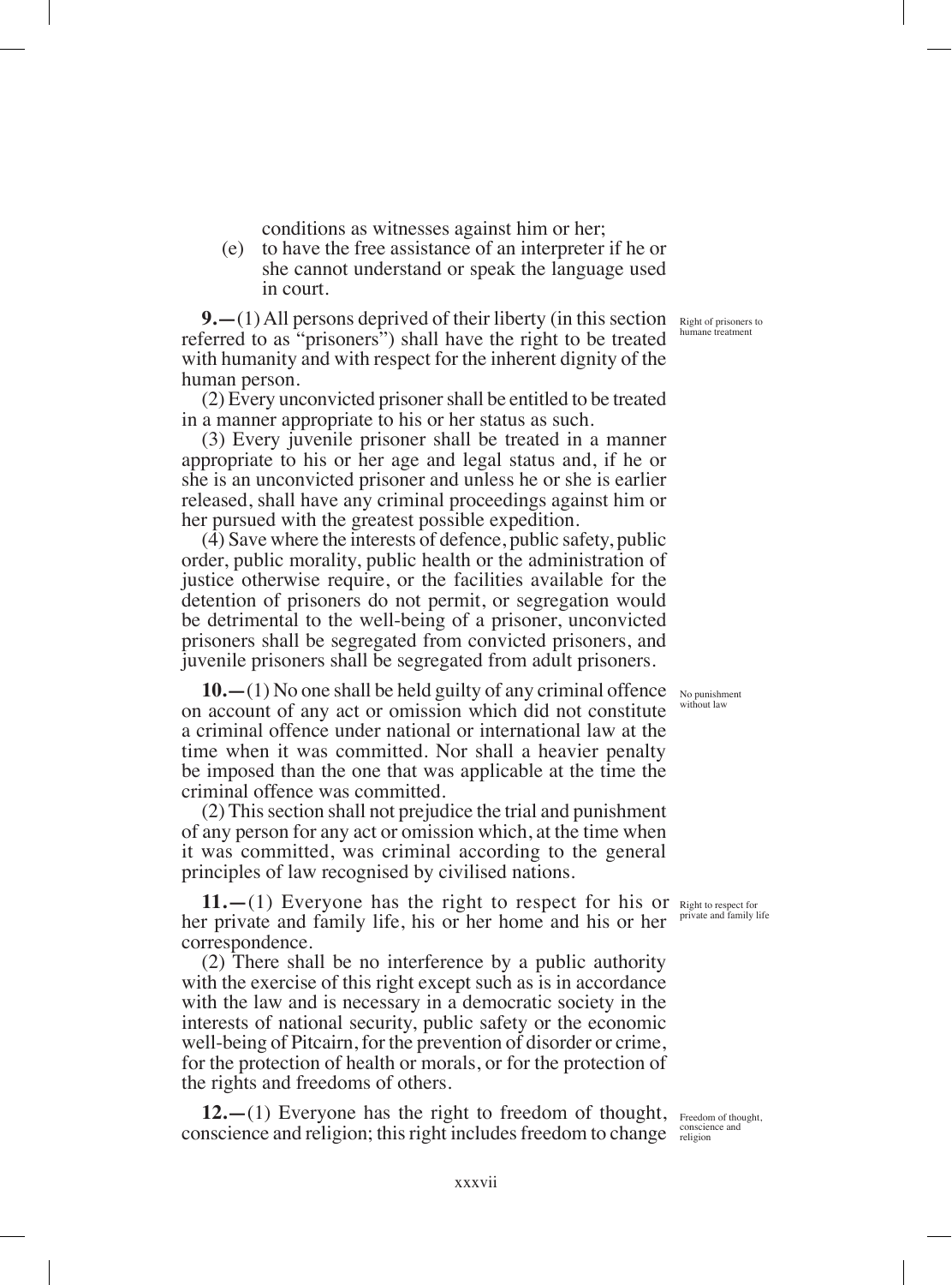conditions as witnesses against him or her;

(e) to have the free assistance of an interpreter if he or she cannot understand or speak the language used in court.

**9.**—(1) All persons deprived of their liberty (in this section referred to as "prisoners") shall have the right to be treated with humanity and with respect for the inherent dignity of the human person.

*Right of prisoners to humane treatment*

(2) Every unconvicted prisoner shall be entitled to be treated in a manner appropriate to his or her status as such.

(3) Every juvenile prisoner shall be treated in a manner appropriate to his or her age and legal status and, if he or she is an unconvicted prisoner and unless he or she is earlier released, shall have any criminal proceedings against him or her pursued with the greatest possible expedition.

(4) Save where the interests of defence, public safety, public order, public morality, public health or the administration of justice otherwise require, or the facilities available for the detention of prisoners do not permit, or segregation would be detrimental to the well-being of a prisoner, unconvicted prisoners shall be segregated from convicted prisoners, and juvenile prisoners shall be segregated from adult prisoners.

**10.**—(1) No one shall be held guilty of any criminal offence on account of any act or omission which did not constitute a criminal offence under national or international law at the time when it was committed. Nor shall a heavier penalty be imposed than the one that was applicable at the time the criminal offence was committed.

*No punishment without law*

(2) This section shall not prejudice the trial and punishment of any person for any act or omission which, at the time when it was committed, was criminal according to the general principles of law recognised by civilised nations.

**11.**—(1) Everyone has the right to respect for his or her private and family life, his or her home and his or her correspondence.

*Right to respect for private and family life*

(2) There shall be no interference by a public authority with the exercise of this right except such as is in accordance with the law and is necessary in a democratic society in the interests of national security, public safety or the economic well-being of Pitcairn, for the prevention of disorder or crime, for the protection of health or morals, or for the protection of the rights and freedoms of others.

**12.**—(1) Everyone has the right to freedom of thought, conscience and religion; this right includes freedom to change

*Freedom of thought, conscience and religion*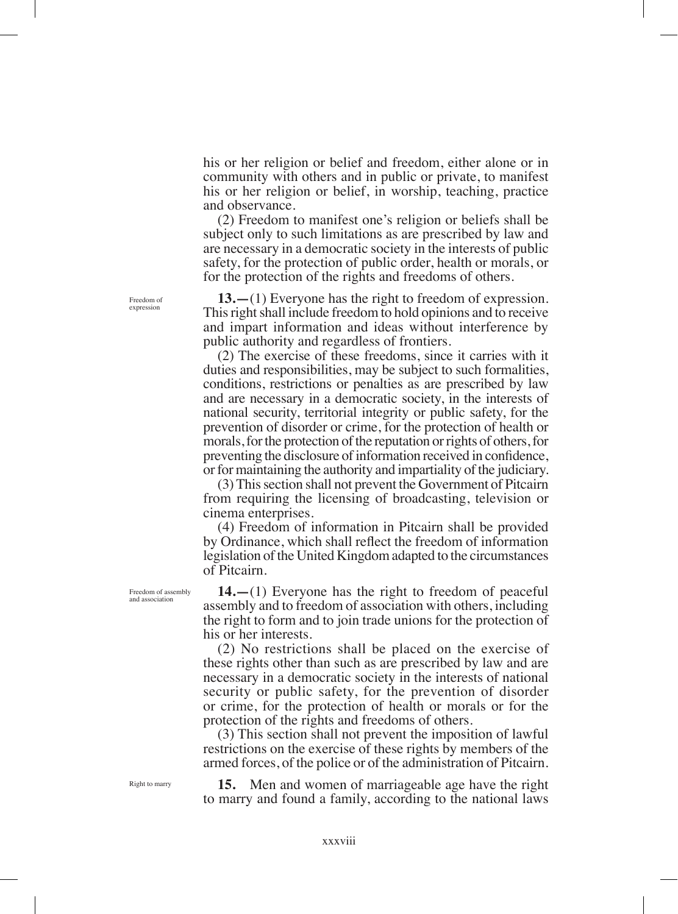his or her religion or belief and freedom, either alone or in community with others and in public or private, to manifest his or her religion or belief, in worship, teaching, practice and observance.

(2) Freedom to manifest one's religion or beliefs shall be subject only to such limitations as are prescribed by law and are necessary in a democratic society in the interests of public safety, for the protection of public order, health or morals, or for the protection of the rights and freedoms of others.

Freedom of expression

**13.—**(1) Everyone has the right to freedom of expression. This right shall include freedom to hold opinions and to receive and impart information and ideas without interference by public authority and regardless of frontiers.

(2) The exercise of these freedoms, since it carries with it duties and responsibilities, may be subject to such formalities, conditions, restrictions or penalties as are prescribed by law and are necessary in a democratic society, in the interests of national security, territorial integrity or public safety, for the prevention of disorder or crime, for the protection of health or morals, for the protection of the reputation or rights of others, for preventing the disclosure of information received in confidence, or for maintaining the authority and impartiality of the judiciary.

(3) This section shall not prevent the Government of Pitcairn from requiring the licensing of broadcasting, television or cinema enterprises.

(4) Freedom of information in Pitcairn shall be provided by Ordinance, which shall reflect the freedom of information legislation of the United Kingdom adapted to the circumstances of Pitcairn.

Freedom of assembly and association

**14.—**(1) Everyone has the right to freedom of peaceful assembly and to freedom of association with others, including the right to form and to join trade unions for the protection of his or her interests.

(2) No restrictions shall be placed on the exercise of these rights other than such as are prescribed by law and are necessary in a democratic society in the interests of national security or public safety, for the prevention of disorder or crime, for the protection of health or morals or for the protection of the rights and freedoms of others.

(3) This section shall not prevent the imposition of lawful restrictions on the exercise of these rights by members of the armed forces, of the police or of the administration of Pitcairn.

Right to marry

**15.** Men and women of marriageable age have the right to marry and found a family, according to the national laws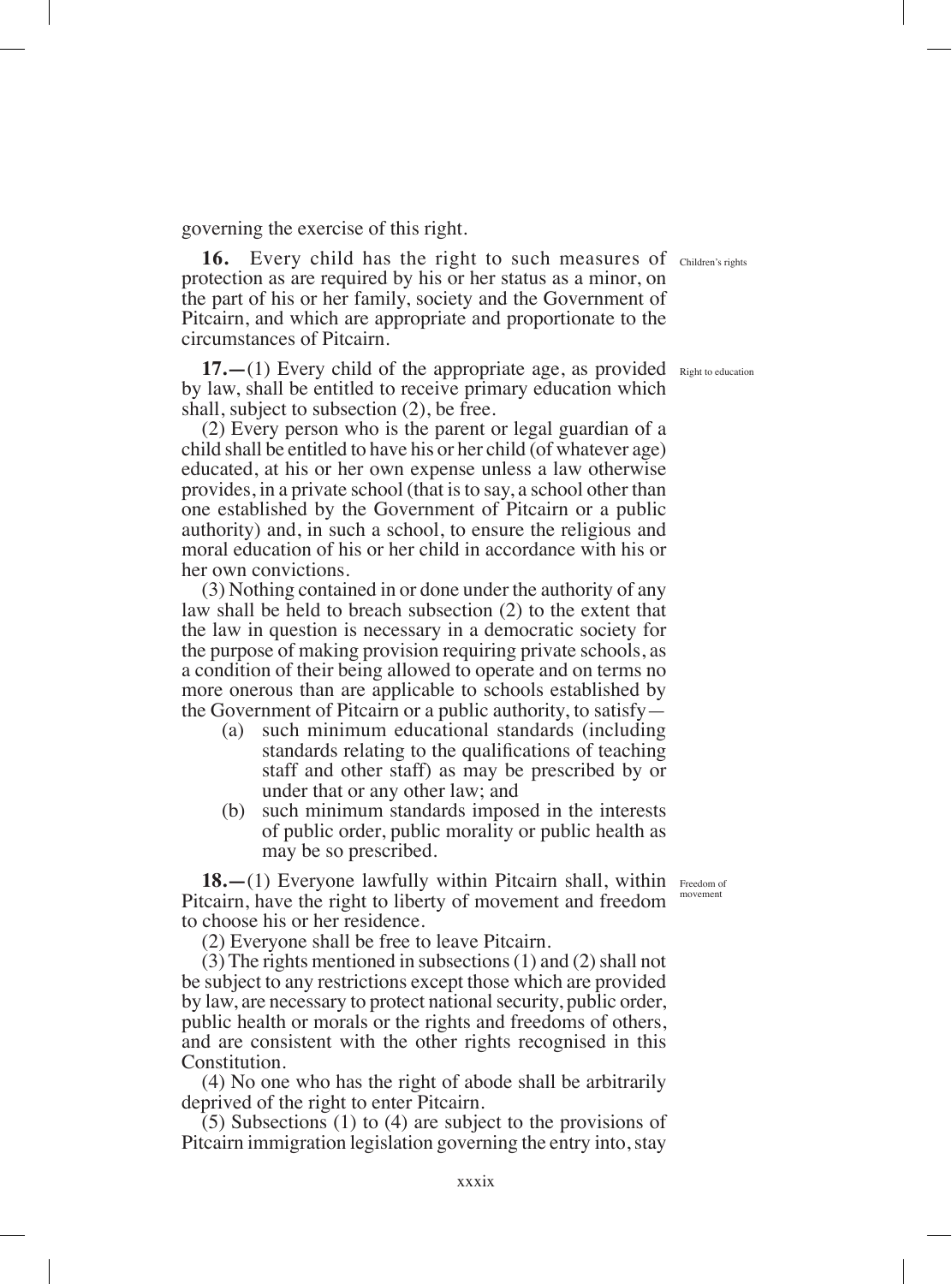governing the exercise of this right.

**16.** Every child has the right to such measures of protection as are required by his or her status as a minor, on the part of his or her family, society and the Government of Pitcairn, and which are appropriate and proportionate to the circumstances of Pitcairn.

Children's rights

**17.—**(1) Every child of the appropriate age, as provided by law, shall be entitled to receive primary education which shall, subject to subsection (2), be free.

Right to education

(2) Every person who is the parent or legal guardian of a child shall be entitled to have his or her child (of whatever age) educated, at his or her own expense unless a law otherwise provides, in a private school (that is to say, a school other than one established by the Government of Pitcairn or a public authority) and, in such a school, to ensure the religious and moral education of his or her child in accordance with his or her own convictions.

(3) Nothing contained in or done under the authority of any law shall be held to breach subsection (2) to the extent that the law in question is necessary in a democratic society for the purpose of making provision requiring private schools, as a condition of their being allowed to operate and on terms no more onerous than are applicable to schools established by the Government of Pitcairn or a public authority, to satisfy—

- (a) such minimum educational standards (including standards relating to the qualifications of teaching staff and other staff) as may be prescribed by or under that or any other law; and
- (b) such minimum standards imposed in the interests of public order, public morality or public health as may be so prescribed.

**18.—**(1) Everyone lawfully within Pitcairn shall, within Pitcairn, have the right to liberty of movement and freedom to choose his or her residence.

Freedom of movement

(2) Everyone shall be free to leave Pitcairn.

(3) The rights mentioned in subsections (1) and (2) shall not be subject to any restrictions except those which are provided by law, are necessary to protect national security, public order, public health or morals or the rights and freedoms of others, and are consistent with the other rights recognised in this Constitution.

(4) No one who has the right of abode shall be arbitrarily deprived of the right to enter Pitcairn.

(5) Subsections (1) to (4) are subject to the provisions of Pitcairn immigration legislation governing the entry into, stay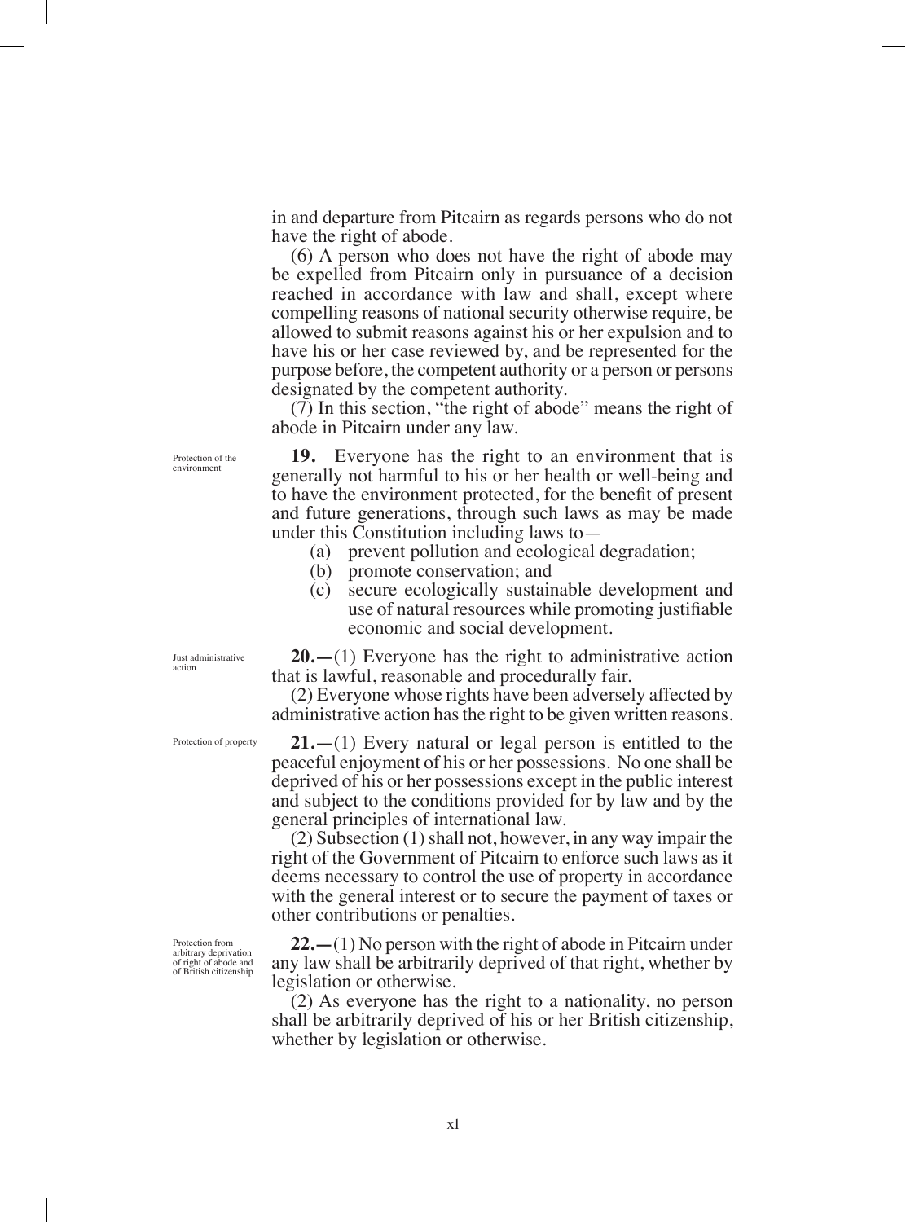in and departure from Pitcairn as regards persons who do not have the right of abode.

(6) A person who does not have the right of abode may be expelled from Pitcairn only in pursuance of a decision reached in accordance with law and shall, except where compelling reasons of national security otherwise require, be allowed to submit reasons against his or her expulsion and to have his or her case reviewed by, and be represented for the purpose before, the competent authority or a person or persons designated by the competent authority.

(7) In this section, "the right of abode" means the right of abode in Pitcairn under any law.

*Protection of the environment*

**19.** Everyone has the right to an environment that is generally not harmful to his or her health or well-being and to have the environment protected, for the benefit of present and future generations, through such laws as may be made under this Constitution including laws to—

- (a) prevent pollution and ecological degradation;
- (b) promote conservation; and
- (c) secure ecologically sustainable development and use of natural resources while promoting justifiable economic and social development.

*Just administrative action*

**20.—**(1) Everyone has the right to administrative action that is lawful, reasonable and procedurally fair.

(2) Everyone whose rights have been adversely affected by administrative action has the right to be given written reasons.

*Protection of property*

**21.—**(1) Every natural or legal person is entitled to the peaceful enjoyment of his or her possessions. No one shall be deprived of his or her possessions except in the public interest and subject to the conditions provided for by law and by the general principles of international law.

(2) Subsection (1) shall not, however, in any way impair the right of the Government of Pitcairn to enforce such laws as it deems necessary to control the use of property in accordance with the general interest or to secure the payment of taxes or other contributions or penalties.

*Protection from arbitrary deprivation of right of abode and of British citizenship*

**22.—**(1) No person with the right of abode in Pitcairn under any law shall be arbitrarily deprived of that right, whether by legislation or otherwise.

(2) As everyone has the right to a nationality, no person shall be arbitrarily deprived of his or her British citizenship, whether by legislation or otherwise.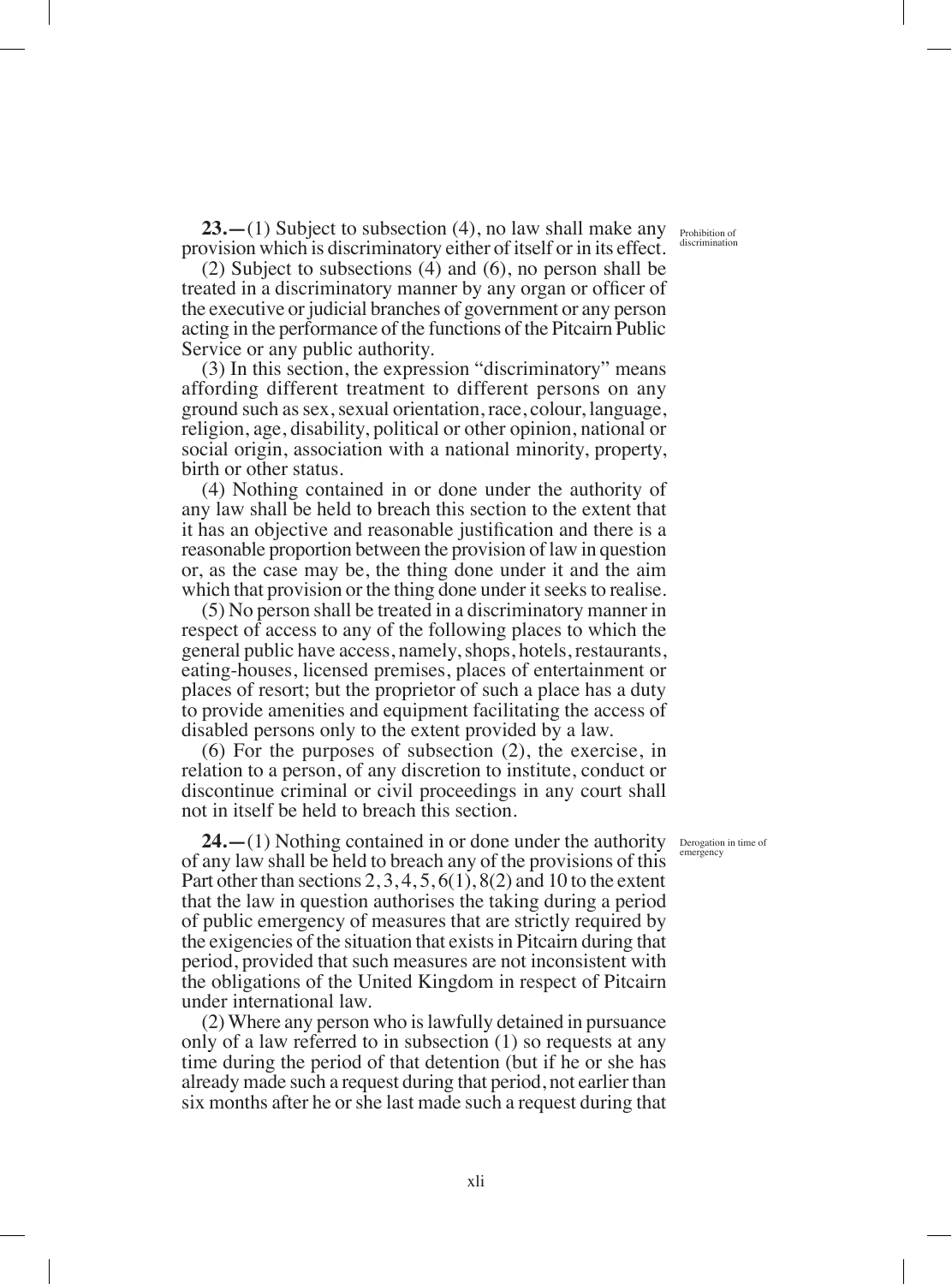**23.—**(1) Subject to subsection (4), no law shall make any provision which is discriminatory either of itself or in its effect.

Prohibition of discrimination

(2) Subject to subsections (4) and (6), no person shall be treated in a discriminatory manner by any organ or officer of the executive or judicial branches of government or any person acting in the performance of the functions of the Pitcairn Public Service or any public authority.

(3) In this section, the expression "discriminatory" means affording different treatment to different persons on any ground such as sex, sexual orientation, race, colour, language, religion, age, disability, political or other opinion, national or social origin, association with a national minority, property, birth or other status.

(4) Nothing contained in or done under the authority of any law shall be held to breach this section to the extent that it has an objective and reasonable justification and there is a reasonable proportion between the provision of law in question or, as the case may be, the thing done under it and the aim which that provision or the thing done under it seeks to realise.

(5) No person shall be treated in a discriminatory manner in respect of access to any of the following places to which the general public have access, namely, shops, hotels, restaurants, eating-houses, licensed premises, places of entertainment or places of resort; but the proprietor of such a place has a duty to provide amenities and equipment facilitating the access of disabled persons only to the extent provided by a law.

(6) For the purposes of subsection (2), the exercise, in relation to a person, of any discretion to institute, conduct or discontinue criminal or civil proceedings in any court shall not in itself be held to breach this section.

**24.—**(1) Nothing contained in or done under the authority of any law shall be held to breach any of the provisions of this Part other than sections 2, 3, 4, 5, 6(1), 8(2) and 10 to the extent that the law in question authorises the taking during a period of public emergency of measures that are strictly required by the exigencies of the situation that exists in Pitcairn during that period, provided that such measures are not inconsistent with the obligations of the United Kingdom in respect of Pitcairn under international law.

Derogation in time of emergency

(2) Where any person who is lawfully detained in pursuance only of a law referred to in subsection (1) so requests at any time during the period of that detention (but if he or she has already made such a request during that period, not earlier than six months after he or she last made such a request during that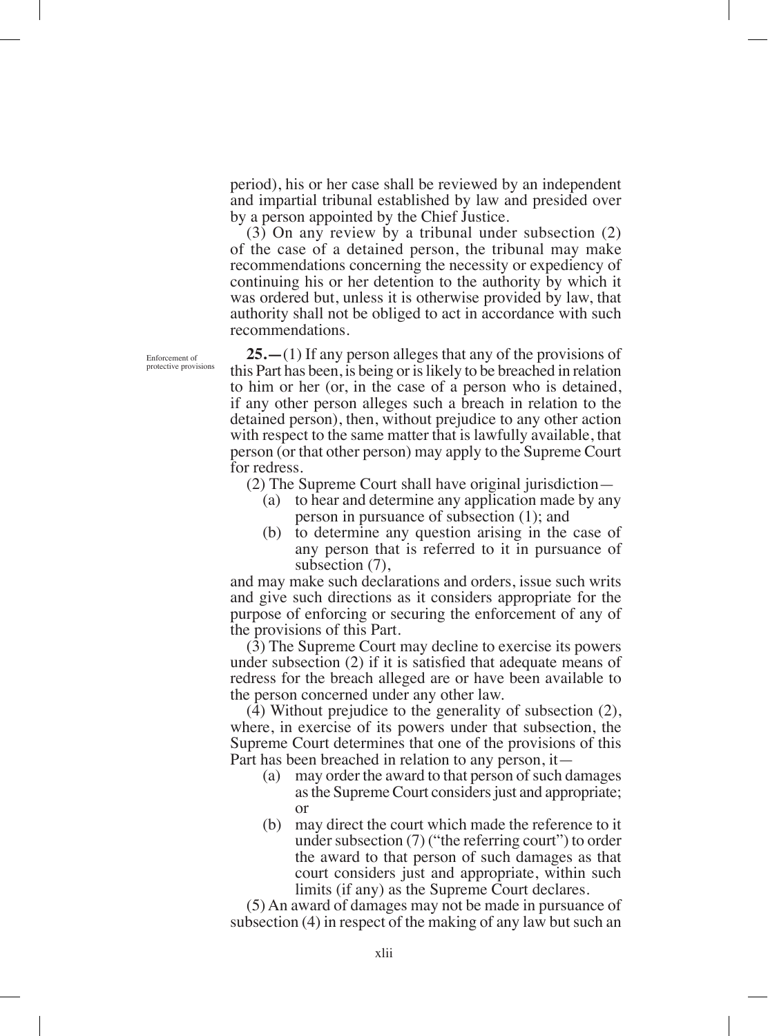period), his or her case shall be reviewed by an independent and impartial tribunal established by law and presided over by a person appointed by the Chief Justice.

(3) On any review by a tribunal under subsection (2) of the case of a detained person, the tribunal may make recommendations concerning the necessity or expediency of continuing his or her detention to the authority by which it was ordered but, unless it is otherwise provided by law, that authority shall not be obliged to act in accordance with such recommendations.

Enforcement of protective provisions

**25.**—(1) If any person alleges that any of the provisions of this Part has been, is being or is likely to be breached in relation to him or her (or, in the case of a person who is detained, if any other person alleges such a breach in relation to the detained person), then, without prejudice to any other action with respect to the same matter that is lawfully available, that person (or that other person) may apply to the Supreme Court for redress.

(2) The Supreme Court shall have original jurisdiction—

(a) to hear and determine any application made by any person in pursuance of subsection (1); and

(b) to determine any question arising in the case of any person that is referred to it in pursuance of subsection (7),

and may make such declarations and orders, issue such writs and give such directions as it considers appropriate for the purpose of enforcing or securing the enforcement of any of the provisions of this Part.

(3) The Supreme Court may decline to exercise its powers under subsection (2) if it is satisfied that adequate means of redress for the breach alleged are or have been available to the person concerned under any other law.

(4) Without prejudice to the generality of subsection (2), where, in exercise of its powers under that subsection, the Supreme Court determines that one of the provisions of this Part has been breached in relation to any person, it—

(a) may order the award to that person of such damages as the Supreme Court considers just and appropriate; or

(b) may direct the court which made the reference to it under subsection (7) ("the referring court") to order the award to that person of such damages as that court considers just and appropriate, within such limits (if any) as the Supreme Court declares.

(5) An award of damages may not be made in pursuance of subsection (4) in respect of the making of any law but such an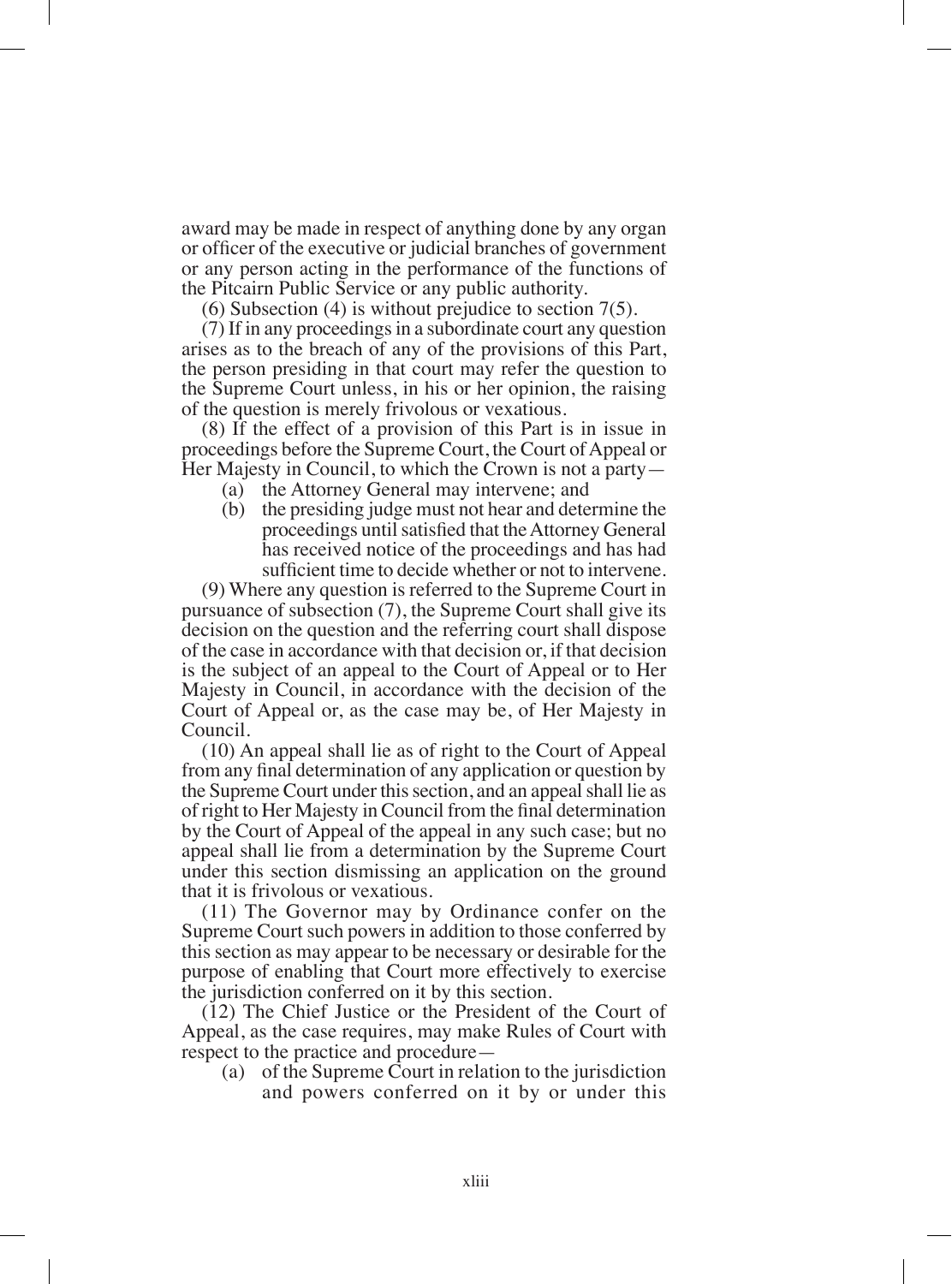award may be made in respect of anything done by any organ or officer of the executive or judicial branches of government or any person acting in the performance of the functions of the Pitcairn Public Service or any public authority.

(6) Subsection (4) is without prejudice to section 7(5).

(7) If in any proceedings in a subordinate court any question arises as to the breach of any of the provisions of this Part, the person presiding in that court may refer the question to the Supreme Court unless, in his or her opinion, the raising of the question is merely frivolous or vexatious.

(8) If the effect of a provision of this Part is in issue in proceedings before the Supreme Court, the Court of Appeal or Her Majesty in Council, to which the Crown is not a party—

- (a) the Attorney General may intervene; and
- (b) the presiding judge must not hear and determine the proceedings until satisfied that the Attorney General has received notice of the proceedings and has had sufficient time to decide whether or not to intervene.

(9) Where any question is referred to the Supreme Court in pursuance of subsection (7), the Supreme Court shall give its decision on the question and the referring court shall dispose of the case in accordance with that decision or, if that decision is the subject of an appeal to the Court of Appeal or to Her Majesty in Council, in accordance with the decision of the Court of Appeal or, as the case may be, of Her Majesty in Council.

(10) An appeal shall lie as of right to the Court of Appeal from any final determination of any application or question by the Supreme Court under this section, and an appeal shall lie as of right to Her Majesty in Council from the final determination by the Court of Appeal of the appeal in any such case; but no appeal shall lie from a determination by the Supreme Court under this section dismissing an application on the ground that it is frivolous or vexatious.

(11) The Governor may by Ordinance confer on the Supreme Court such powers in addition to those conferred by this section as may appear to be necessary or desirable for the purpose of enabling that Court more effectively to exercise the jurisdiction conferred on it by this section.

(12) The Chief Justice or the President of the Court of Appeal, as the case requires, may make Rules of Court with respect to the practice and procedure—

- (a) of the Supreme Court in relation to the jurisdiction and powers conferred on it by or under this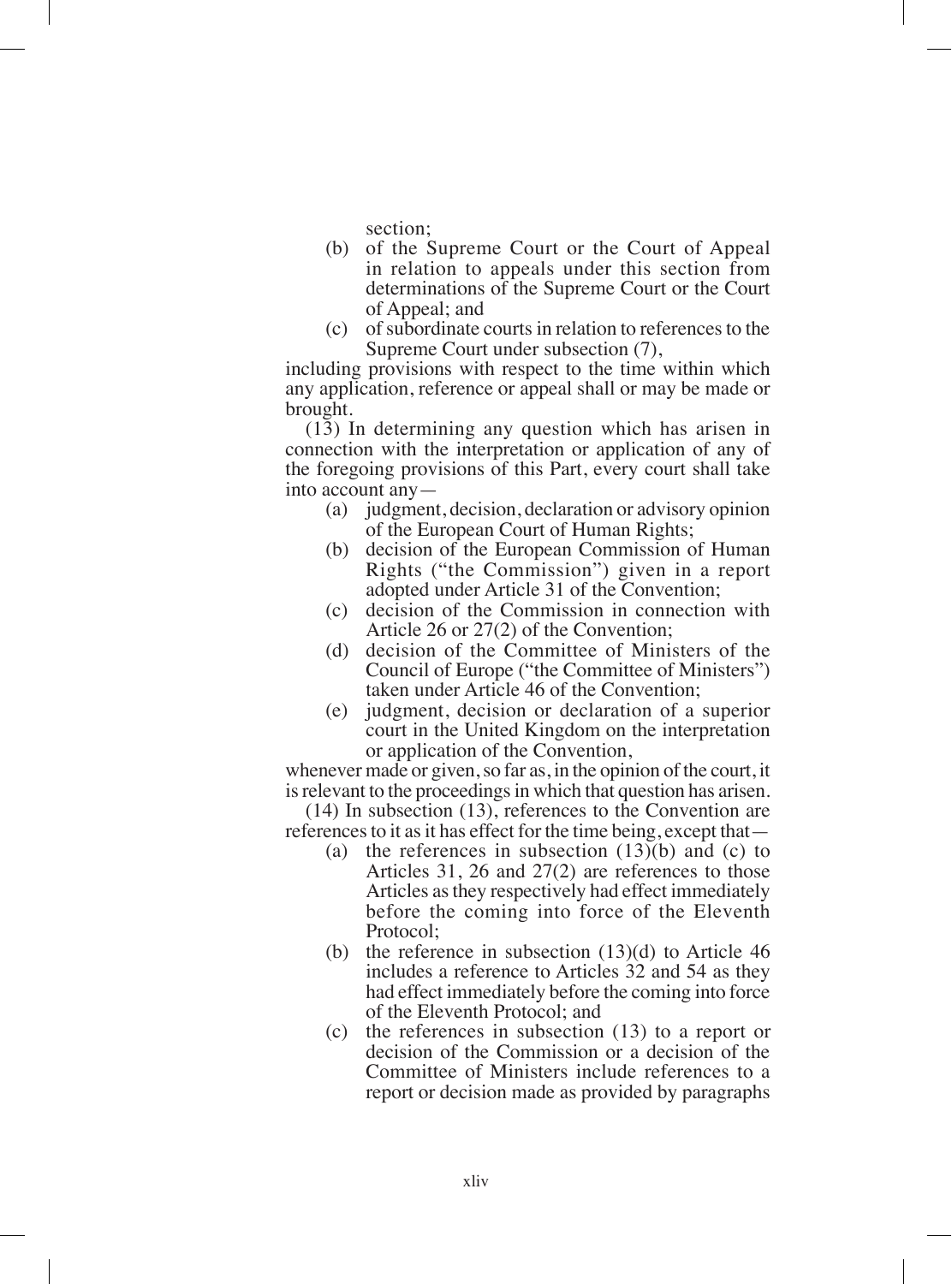section;

(b) of the Supreme Court or the Court of Appeal in relation to appeals under this section from determinations of the Supreme Court or the Court of Appeal; and

(c) of subordinate courts in relation to references to the Supreme Court under subsection (7),

including provisions with respect to the time within which any application, reference or appeal shall or may be made or brought.

(13) In determining any question which has arisen in connection with the interpretation or application of any of the foregoing provisions of this Part, every court shall take into account any—

(a) judgment, decision, declaration or advisory opinion of the European Court of Human Rights;

(b) decision of the European Commission of Human Rights ("the Commission") given in a report adopted under Article 31 of the Convention;

(c) decision of the Commission in connection with Article 26 or 27(2) of the Convention;

(d) decision of the Committee of Ministers of the Council of Europe ("the Committee of Ministers") taken under Article 46 of the Convention;

(e) judgment, decision or declaration of a superior court in the United Kingdom on the interpretation or application of the Convention,

whenever made or given, so far as, in the opinion of the court, it is relevant to the proceedings in which that question has arisen.

(14) In subsection (13), references to the Convention are references to it as it has effect for the time being, except that—

(a) the references in subsection (13)(b) and (c) to Articles 31, 26 and 27(2) are references to those Articles as they respectively had effect immediately before the coming into force of the Eleventh Protocol;

(b) the reference in subsection (13)(d) to Article 46 includes a reference to Articles 32 and 54 as they had effect immediately before the coming into force of the Eleventh Protocol; and

(c) the references in subsection (13) to a report or decision of the Commission or a decision of the Committee of Ministers include references to a report or decision made as provided by paragraphs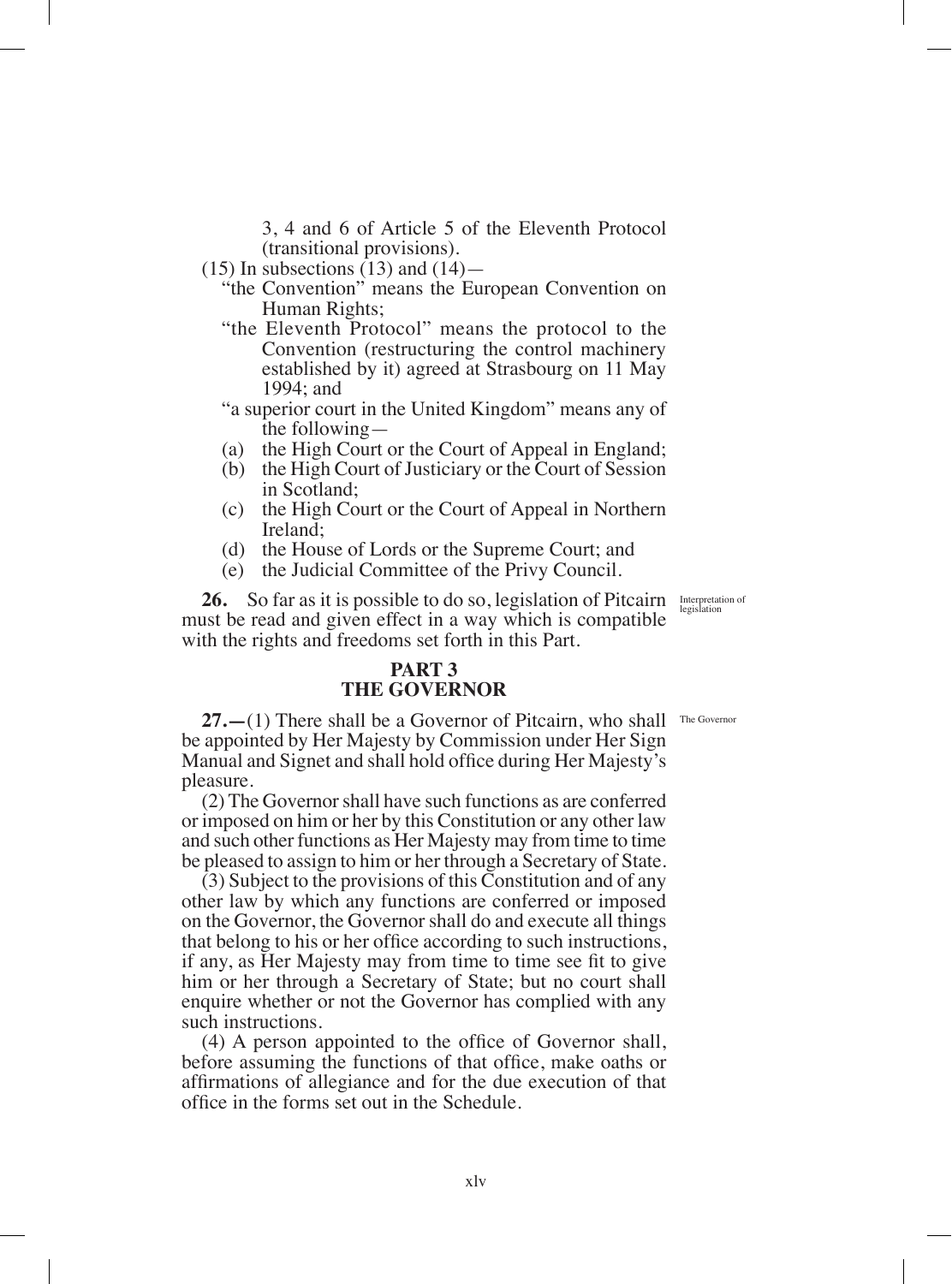3, 4 and 6 of Article 5 of the Eleventh Protocol (transitional provisions).

(15) In subsections (13) and (14)—

"the Convention" means the European Convention on Human Rights;

"the Eleventh Protocol" means the protocol to the Convention (restructuring the control machinery established by it) agreed at Strasbourg on 11 May 1994; and

"a superior court in the United Kingdom" means any of the following—

(a) the High Court or the Court of Appeal in England;
(b) the High Court of Justiciary or the Court of Session in Scotland;
(c) the High Court or the Court of Appeal in Northern Ireland;
(d) the House of Lords or the Supreme Court; and
(e) the Judicial Committee of the Privy Council.

*Interpretation of legislation*

**26.** So far as it is possible to do so, legislation of Pitcairn must be read and given effect in a way which is compatible with the rights and freedoms set forth in this Part.

## PART 3
## THE GOVERNOR

*The Governor*

**27.—**(1) There shall be a Governor of Pitcairn, who shall be appointed by Her Majesty by Commission under Her Sign Manual and Signet and shall hold office during Her Majesty's pleasure.

(2) The Governor shall have such functions as are conferred or imposed on him or her by this Constitution or any other law and such other functions as Her Majesty may from time to time be pleased to assign to him or her through a Secretary of State.

(3) Subject to the provisions of this Constitution and of any other law by which any functions are conferred or imposed on the Governor, the Governor shall do and execute all things that belong to his or her office according to such instructions, if any, as Her Majesty may from time to time see fit to give him or her through a Secretary of State; but no court shall enquire whether or not the Governor has complied with any such instructions.

(4) A person appointed to the office of Governor shall, before assuming the functions of that office, make oaths or affirmations of allegiance and for the due execution of that office in the forms set out in the Schedule.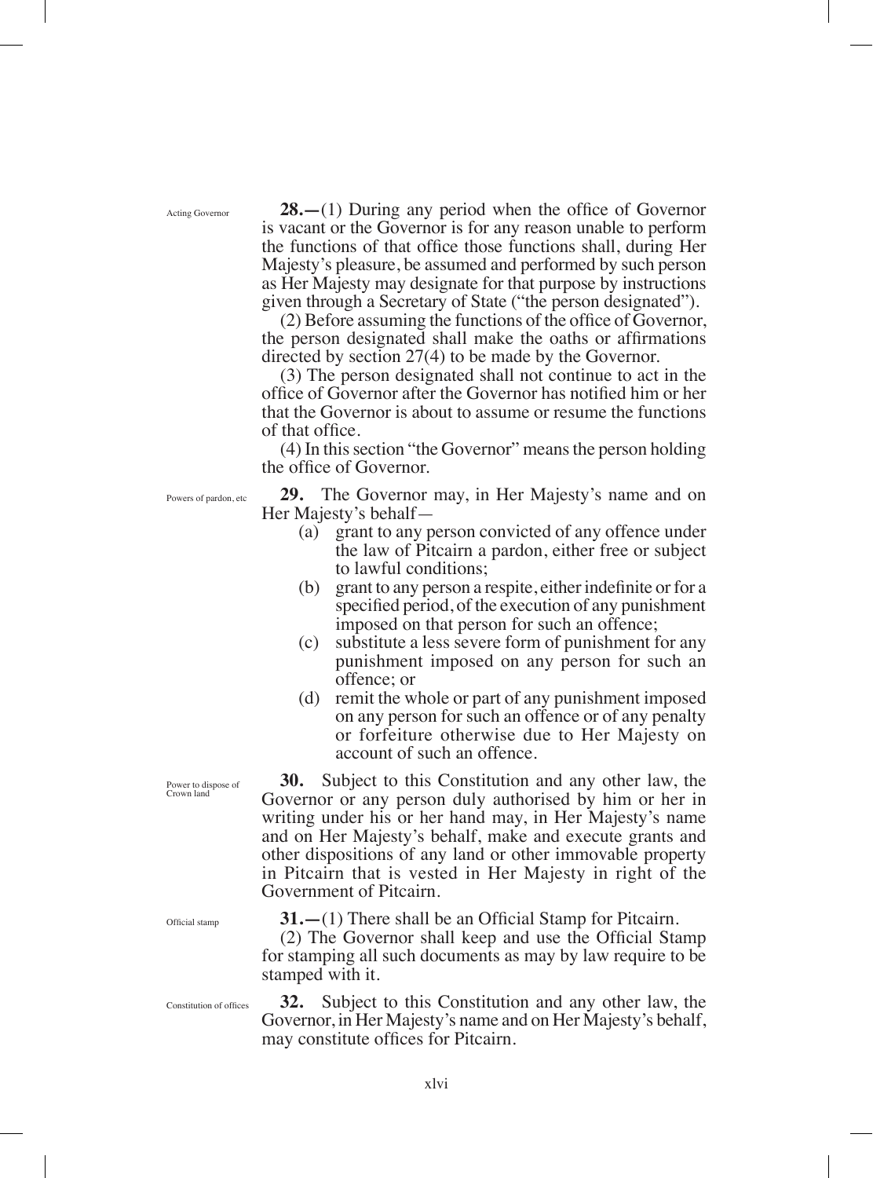Acting Governor

**28.**—(1) During any period when the office of Governor is vacant or the Governor is for any reason unable to perform the functions of that office those functions shall, during Her Majesty's pleasure, be assumed and performed by such person as Her Majesty may designate for that purpose by instructions given through a Secretary of State ("the person designated").

(2) Before assuming the functions of the office of Governor, the person designated shall make the oaths or affirmations directed by section 27(4) to be made by the Governor.

(3) The person designated shall not continue to act in the office of Governor after the Governor has notified him or her that the Governor is about to assume or resume the functions of that office.

(4) In this section "the Governor" means the person holding the office of Governor.

Powers of pardon, etc

**29.** The Governor may, in Her Majesty's name and on Her Majesty's behalf—

- (a) grant to any person convicted of any offence under the law of Pitcairn a pardon, either free or subject to lawful conditions;
- (b) grant to any person a respite, either indefinite or for a specified period, of the execution of any punishment imposed on that person for such an offence;
- (c) substitute a less severe form of punishment for any punishment imposed on any person for such an offence; or
- (d) remit the whole or part of any punishment imposed on any person for such an offence or of any penalty or forfeiture otherwise due to Her Majesty on account of such an offence.

Power to dispose of Crown land

**30.** Subject to this Constitution and any other law, the Governor or any person duly authorised by him or her in writing under his or her hand may, in Her Majesty's name and on Her Majesty's behalf, make and execute grants and other dispositions of any land or other immovable property in Pitcairn that is vested in Her Majesty in right of the Government of Pitcairn.

Official stamp

**31.**—(1) There shall be an Official Stamp for Pitcairn.

(2) The Governor shall keep and use the Official Stamp for stamping all such documents as may by law require to be stamped with it.

Constitution of offices

**32.** Subject to this Constitution and any other law, the Governor, in Her Majesty's name and on Her Majesty's behalf, may constitute offices for Pitcairn.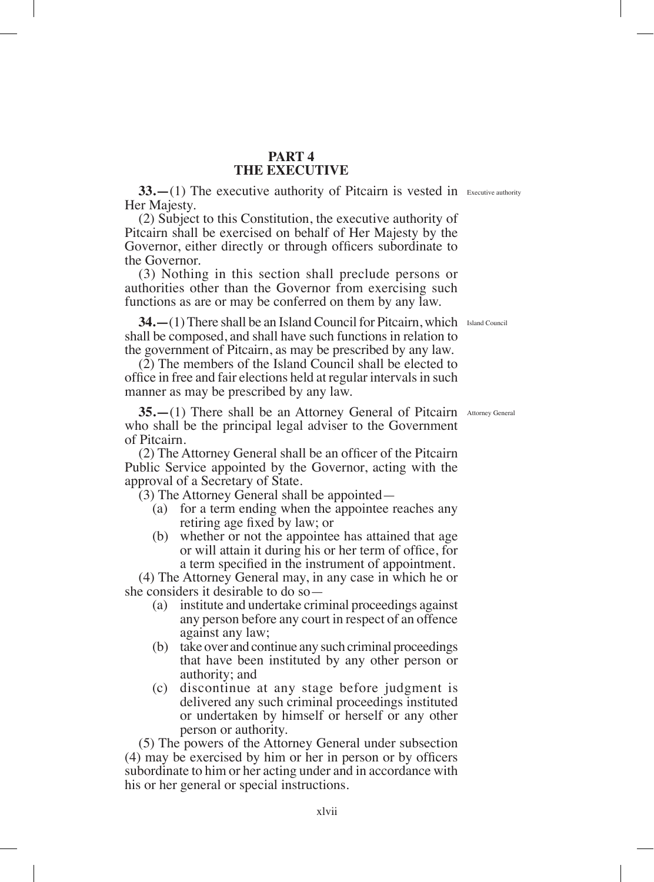## PART 4
## THE EXECUTIVE

**33.—**(1) The executive authority of Pitcairn is vested in Her Majesty. *Executive authority*

(2) Subject to this Constitution, the executive authority of Pitcairn shall be exercised on behalf of Her Majesty by the Governor, either directly or through officers subordinate to the Governor.

(3) Nothing in this section shall preclude persons or authorities other than the Governor from exercising such functions as are or may be conferred on them by any law.

**34.—**(1) There shall be an Island Council for Pitcairn, which shall be composed, and shall have such functions in relation to the government of Pitcairn, as may be prescribed by any law. *Island Council*

(2) The members of the Island Council shall be elected to office in free and fair elections held at regular intervals in such manner as may be prescribed by any law.

**35.—**(1) There shall be an Attorney General of Pitcairn who shall be the principal legal adviser to the Government of Pitcairn. *Attorney General*

(2) The Attorney General shall be an officer of the Pitcairn Public Service appointed by the Governor, acting with the approval of a Secretary of State.

(3) The Attorney General shall be appointed—

- (a) for a term ending when the appointee reaches any retiring age fixed by law; or
- (b) whether or not the appointee has attained that age or will attain it during his or her term of office, for a term specified in the instrument of appointment.

(4) The Attorney General may, in any case in which he or she considers it desirable to do so—

- (a) institute and undertake criminal proceedings against any person before any court in respect of an offence against any law;
- (b) take over and continue any such criminal proceedings that have been instituted by any other person or authority; and
- (c) discontinue at any stage before judgment is delivered any such criminal proceedings instituted or undertaken by himself or herself or any other person or authority.

(5) The powers of the Attorney General under subsection (4) may be exercised by him or her in person or by officers subordinate to him or her acting under and in accordance with his or her general or special instructions.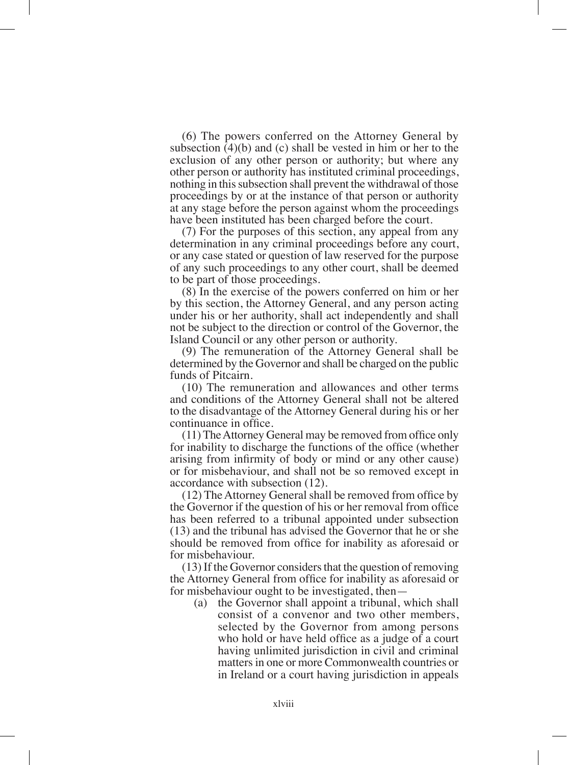(6) The powers conferred on the Attorney General by subsection (4)(b) and (c) shall be vested in him or her to the exclusion of any other person or authority; but where any other person or authority has instituted criminal proceedings, nothing in this subsection shall prevent the withdrawal of those proceedings by or at the instance of that person or authority at any stage before the person against whom the proceedings have been instituted has been charged before the court.

(7) For the purposes of this section, any appeal from any determination in any criminal proceedings before any court, or any case stated or question of law reserved for the purpose of any such proceedings to any other court, shall be deemed to be part of those proceedings.

(8) In the exercise of the powers conferred on him or her by this section, the Attorney General, and any person acting under his or her authority, shall act independently and shall not be subject to the direction or control of the Governor, the Island Council or any other person or authority.

(9) The remuneration of the Attorney General shall be determined by the Governor and shall be charged on the public funds of Pitcairn.

(10) The remuneration and allowances and other terms and conditions of the Attorney General shall not be altered to the disadvantage of the Attorney General during his or her continuance in office.

(11) The Attorney General may be removed from office only for inability to discharge the functions of the office (whether arising from infirmity of body or mind or any other cause) or for misbehaviour, and shall not be so removed except in accordance with subsection (12).

(12) The Attorney General shall be removed from office by the Governor if the question of his or her removal from office has been referred to a tribunal appointed under subsection (13) and the tribunal has advised the Governor that he or she should be removed from office for inability as aforesaid or for misbehaviour.

(13) If the Governor considers that the question of removing the Attorney General from office for inability as aforesaid or for misbehaviour ought to be investigated, then—

(a) the Governor shall appoint a tribunal, which shall consist of a convenor and two other members, selected by the Governor from among persons who hold or have held office as a judge of a court having unlimited jurisdiction in civil and criminal matters in one or more Commonwealth countries or in Ireland or a court having jurisdiction in appeals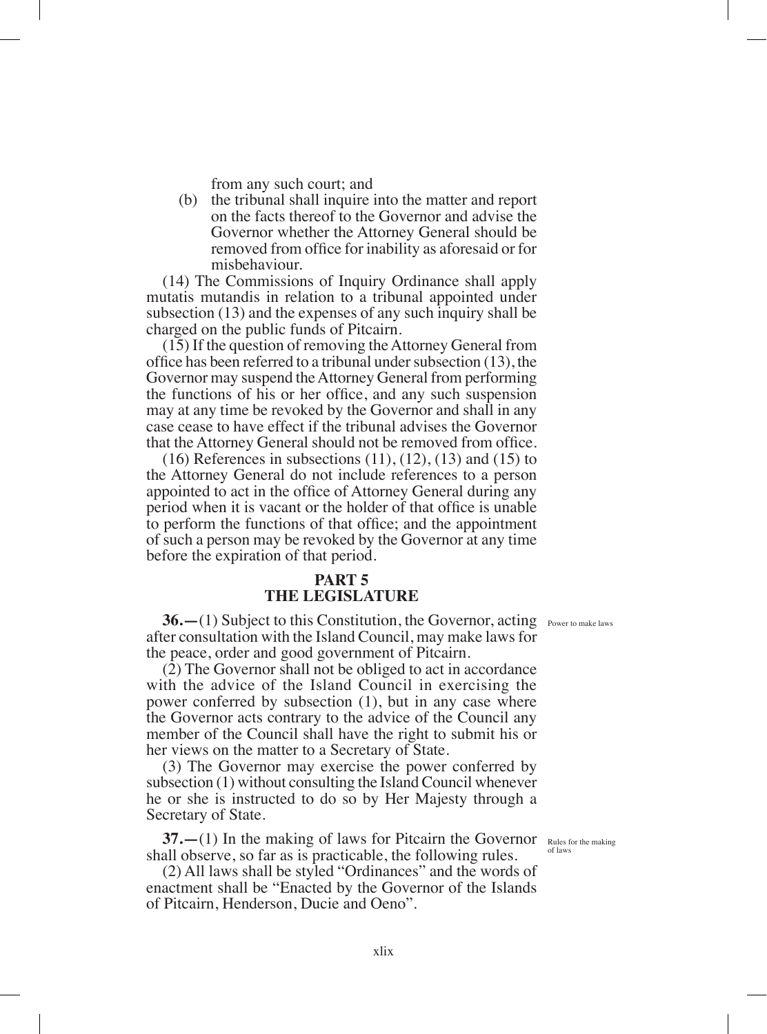from any such court; and

(b) the tribunal shall inquire into the matter and report on the facts thereof to the Governor and advise the Governor whether the Attorney General should be removed from office for inability as aforesaid or for misbehaviour.

(14) The Commissions of Inquiry Ordinance shall apply mutatis mutandis in relation to a tribunal appointed under subsection (13) and the expenses of any such inquiry shall be charged on the public funds of Pitcairn.

(15) If the question of removing the Attorney General from office has been referred to a tribunal under subsection (13), the Governor may suspend the Attorney General from performing the functions of his or her office, and any such suspension may at any time be revoked by the Governor and shall in any case cease to have effect if the tribunal advises the Governor that the Attorney General should not be removed from office.

(16) References in subsections (11), (12), (13) and (15) to the Attorney General do not include references to a person appointed to act in the office of Attorney General during any period when it is vacant or the holder of that office is unable to perform the functions of that office; and the appointment of such a person may be revoked by the Governor at any time before the expiration of that period.

## PART 5
## THE LEGISLATURE

*Power to make laws*

**36.—**(1) Subject to this Constitution, the Governor, acting after consultation with the Island Council, may make laws for the peace, order and good government of Pitcairn.

(2) The Governor shall not be obliged to act in accordance with the advice of the Island Council in exercising the power conferred by subsection (1), but in any case where the Governor acts contrary to the advice of the Council any member of the Council shall have the right to submit his or her views on the matter to a Secretary of State.

(3) The Governor may exercise the power conferred by subsection (1) without consulting the Island Council whenever he or she is instructed to do so by Her Majesty through a Secretary of State.

*Rules for the making of laws*

**37.—**(1) In the making of laws for Pitcairn the Governor shall observe, so far as is practicable, the following rules.

(2) All laws shall be styled "Ordinances" and the words of enactment shall be "Enacted by the Governor of the Islands of Pitcairn, Henderson, Ducie and Oeno".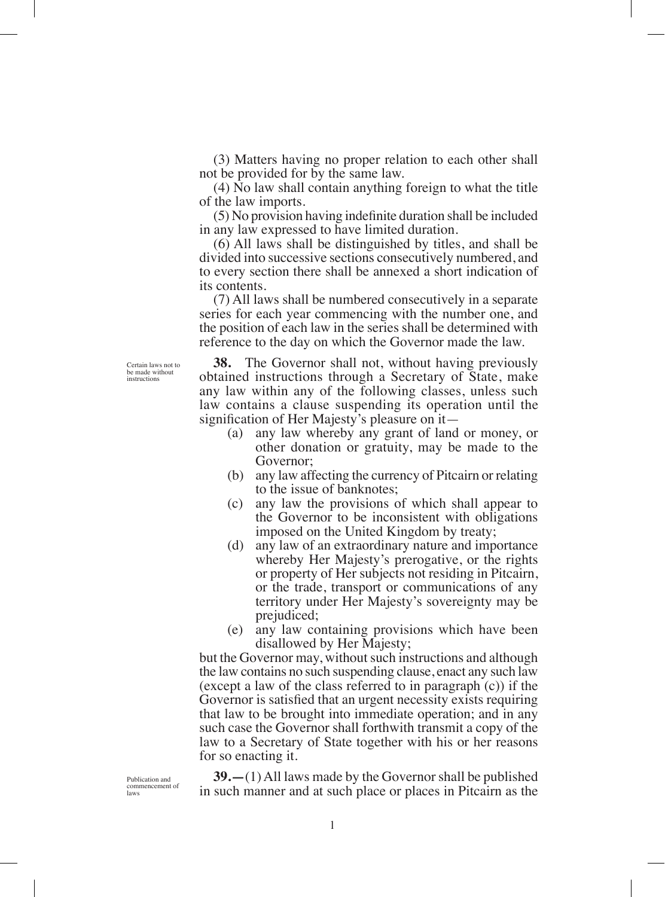(3) Matters having no proper relation to each other shall not be provided for by the same law.

(4) No law shall contain anything foreign to what the title of the law imports.

(5) No provision having indefinite duration shall be included in any law expressed to have limited duration.

(6) All laws shall be distinguished by titles, and shall be divided into successive sections consecutively numbered, and to every section there shall be annexed a short indication of its contents.

(7) All laws shall be numbered consecutively in a separate series for each year commencing with the number one, and the position of each law in the series shall be determined with reference to the day on which the Governor made the law.

*Certain laws not to be made without instructions*

**38.** The Governor shall not, without having previously obtained instructions through a Secretary of State, make any law within any of the following classes, unless such law contains a clause suspending its operation until the signification of Her Majesty's pleasure on it—

(a) any law whereby any grant of land or money, or other donation or gratuity, may be made to the Governor;

(b) any law affecting the currency of Pitcairn or relating to the issue of banknotes;

(c) any law the provisions of which shall appear to the Governor to be inconsistent with obligations imposed on the United Kingdom by treaty;

(d) any law of an extraordinary nature and importance whereby Her Majesty's prerogative, or the rights or property of Her subjects not residing in Pitcairn, or the trade, transport or communications of any territory under Her Majesty's sovereignty may be prejudiced;

(e) any law containing provisions which have been disallowed by Her Majesty;

but the Governor may, without such instructions and although the law contains no such suspending clause, enact any such law (except a law of the class referred to in paragraph (c)) if the Governor is satisfied that an urgent necessity exists requiring that law to be brought into immediate operation; and in any such case the Governor shall forthwith transmit a copy of the law to a Secretary of State together with his or her reasons for so enacting it.

*Publication and commencement of laws*

**39.—**(1) All laws made by the Governor shall be published in such manner and at such place or places in Pitcairn as the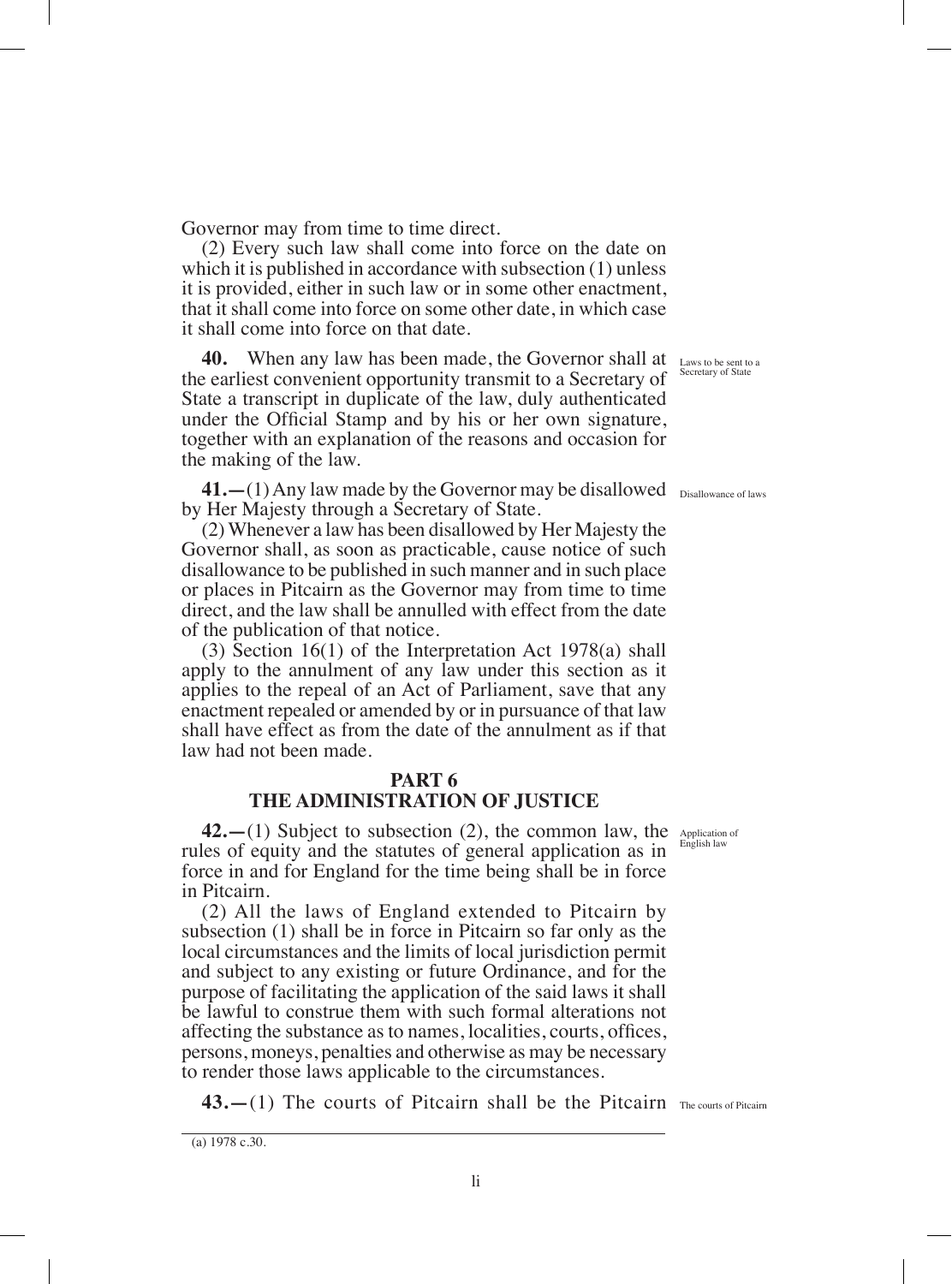Governor may from time to time direct.

(2) Every such law shall come into force on the date on which it is published in accordance with subsection (1) unless it is provided, either in such law or in some other enactment, that it shall come into force on some other date, in which case it shall come into force on that date.

Laws to be sent to a Secretary of State

**40.** When any law has been made, the Governor shall at the earliest convenient opportunity transmit to a Secretary of State a transcript in duplicate of the law, duly authenticated under the Official Stamp and by his or her own signature, together with an explanation of the reasons and occasion for the making of the law.

Disallowance of laws

**41.—**(1) Any law made by the Governor may be disallowed by Her Majesty through a Secretary of State.

(2) Whenever a law has been disallowed by Her Majesty the Governor shall, as soon as practicable, cause notice of such disallowance to be published in such manner and in such place or places in Pitcairn as the Governor may from time to time direct, and the law shall be annulled with effect from the date of the publication of that notice.

(3) Section 16(1) of the Interpretation Act 1978(a) shall apply to the annulment of any law under this section as it applies to the repeal of an Act of Parliament, save that any enactment repealed or amended by or in pursuance of that law shall have effect as from the date of the annulment as if that law had not been made.

## PART 6
## THE ADMINISTRATION OF JUSTICE

Application of English law

**42.—**(1) Subject to subsection (2), the common law, the rules of equity and the statutes of general application as in force in and for England for the time being shall be in force in Pitcairn.

(2) All the laws of England extended to Pitcairn by subsection (1) shall be in force in Pitcairn so far only as the local circumstances and the limits of local jurisdiction permit and subject to any existing or future Ordinance, and for the purpose of facilitating the application of the said laws it shall be lawful to construe them with such formal alterations not affecting the substance as to names, localities, courts, offices, persons, moneys, penalties and otherwise as may be necessary to render those laws applicable to the circumstances.

The courts of Pitcairn

**43.—**(1) The courts of Pitcairn shall be the Pitcairn

(a) 1978 c.30.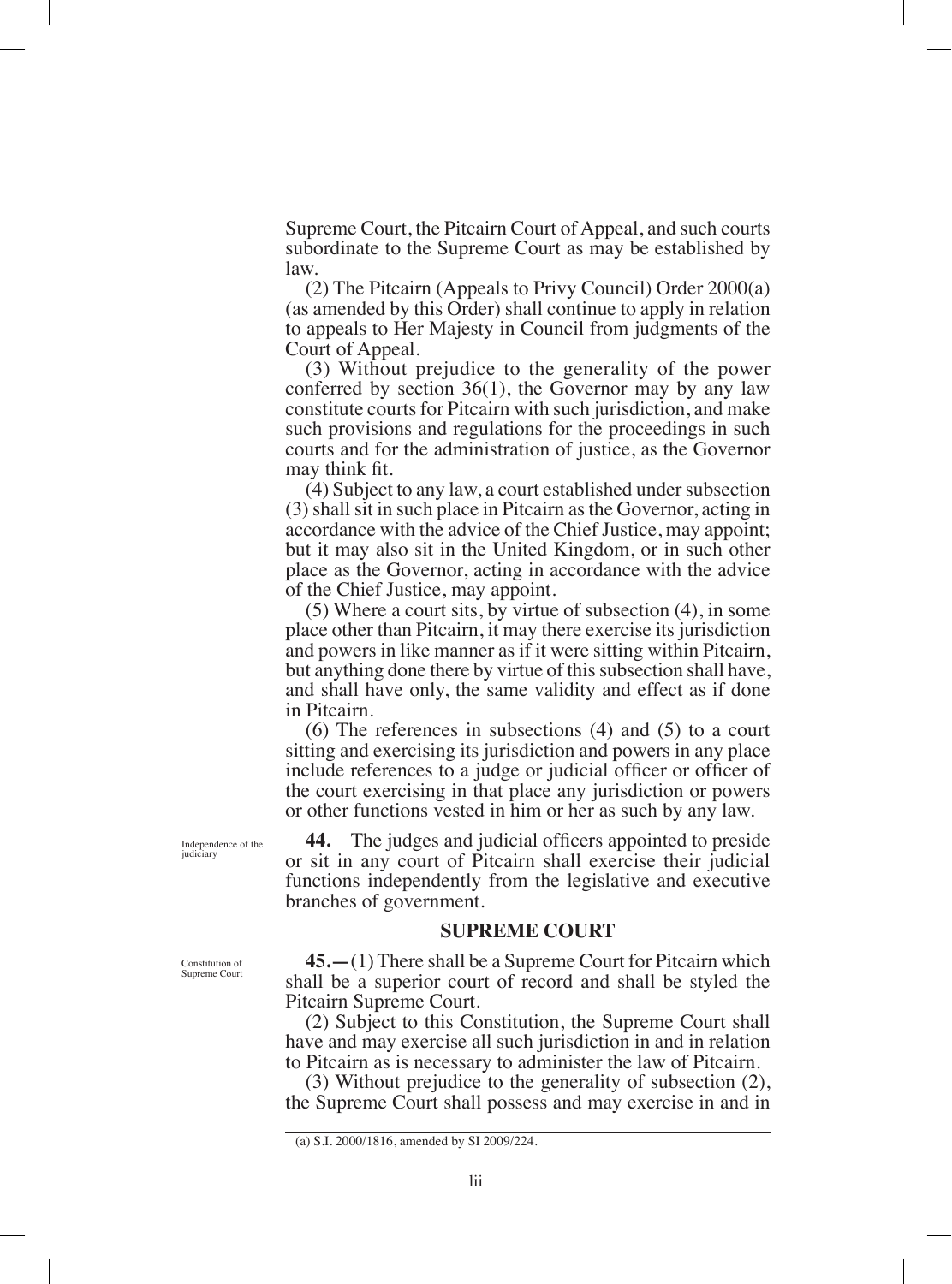Supreme Court, the Pitcairn Court of Appeal, and such courts subordinate to the Supreme Court as may be established by law.

(2) The Pitcairn (Appeals to Privy Council) Order 2000(a) (as amended by this Order) shall continue to apply in relation to appeals to Her Majesty in Council from judgments of the Court of Appeal.

(3) Without prejudice to the generality of the power conferred by section 36(1), the Governor may by any law constitute courts for Pitcairn with such jurisdiction, and make such provisions and regulations for the proceedings in such courts and for the administration of justice, as the Governor may think fit.

(4) Subject to any law, a court established under subsection (3) shall sit in such place in Pitcairn as the Governor, acting in accordance with the advice of the Chief Justice, may appoint; but it may also sit in the United Kingdom, or in such other place as the Governor, acting in accordance with the advice of the Chief Justice, may appoint.

(5) Where a court sits, by virtue of subsection (4), in some place other than Pitcairn, it may there exercise its jurisdiction and powers in like manner as if it were sitting within Pitcairn, but anything done there by virtue of this subsection shall have, and shall have only, the same validity and effect as if done in Pitcairn.

(6) The references in subsections (4) and (5) to a court sitting and exercising its jurisdiction and powers in any place include references to a judge or judicial officer or officer of the court exercising in that place any jurisdiction or powers or other functions vested in him or her as such by any law.

Independence of the judiciary

**44.** The judges and judicial officers appointed to preside or sit in any court of Pitcairn shall exercise their judicial functions independently from the legislative and executive branches of government.

## SUPREME COURT

Constitution of Supreme Court

**45.—**(1) There shall be a Supreme Court for Pitcairn which shall be a superior court of record and shall be styled the Pitcairn Supreme Court.

(2) Subject to this Constitution, the Supreme Court shall have and may exercise all such jurisdiction in and in relation to Pitcairn as is necessary to administer the law of Pitcairn.

(3) Without prejudice to the generality of subsection (2), the Supreme Court shall possess and may exercise in and in

(a) S.I. 2000/1816, amended by SI 2009/224.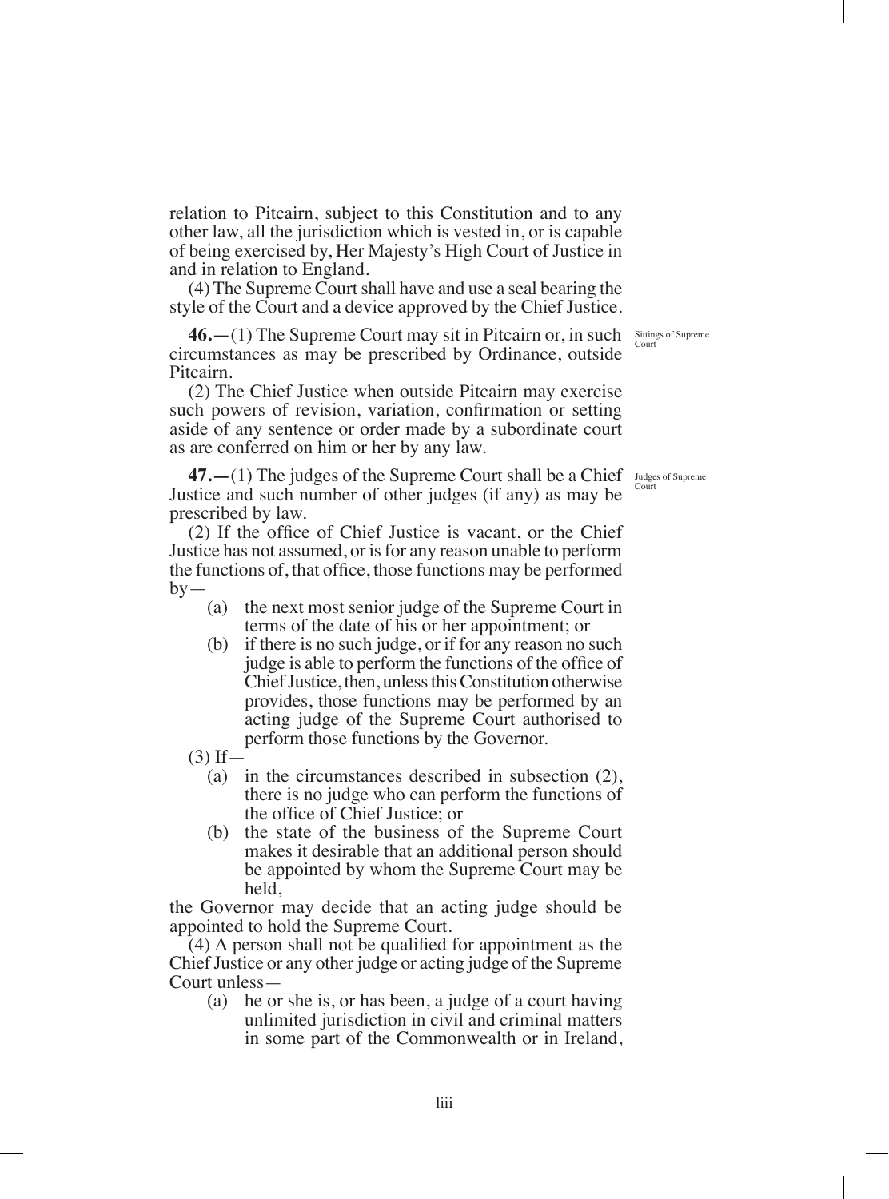relation to Pitcairn, subject to this Constitution and to any other law, all the jurisdiction which is vested in, or is capable of being exercised by, Her Majesty's High Court of Justice in and in relation to England.

(4) The Supreme Court shall have and use a seal bearing the style of the Court and a device approved by the Chief Justice.

Sittings of Supreme Court

**46.—**(1) The Supreme Court may sit in Pitcairn or, in such circumstances as may be prescribed by Ordinance, outside Pitcairn.

(2) The Chief Justice when outside Pitcairn may exercise such powers of revision, variation, confirmation or setting aside of any sentence or order made by a subordinate court as are conferred on him or her by any law.

Judges of Supreme Court

**47.—**(1) The judges of the Supreme Court shall be a Chief Justice and such number of other judges (if any) as may be prescribed by law.

(2) If the office of Chief Justice is vacant, or the Chief Justice has not assumed, or is for any reason unable to perform the functions of, that office, those functions may be performed by—

- (a) the next most senior judge of the Supreme Court in terms of the date of his or her appointment; or
- (b) if there is no such judge, or if for any reason no such judge is able to perform the functions of the office of Chief Justice, then, unless this Constitution otherwise provides, those functions may be performed by an acting judge of the Supreme Court authorised to perform those functions by the Governor.

(3) If—

- (a) in the circumstances described in subsection (2), there is no judge who can perform the functions of the office of Chief Justice; or
- (b) the state of the business of the Supreme Court makes it desirable that an additional person should be appointed by whom the Supreme Court may be held,

the Governor may decide that an acting judge should be appointed to hold the Supreme Court.

(4) A person shall not be qualified for appointment as the Chief Justice or any other judge or acting judge of the Supreme Court unless—

- (a) he or she is, or has been, a judge of a court having unlimited jurisdiction in civil and criminal matters in some part of the Commonwealth or in Ireland,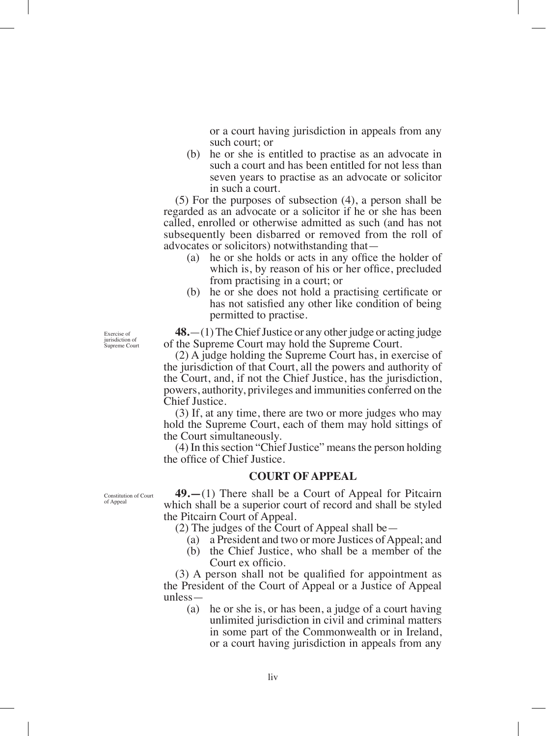or a court having jurisdiction in appeals from any such court; or

(b) he or she is entitled to practise as an advocate in such a court and has been entitled for not less than seven years to practise as an advocate or solicitor in such a court.

(5) For the purposes of subsection (4), a person shall be regarded as an advocate or a solicitor if he or she has been called, enrolled or otherwise admitted as such (and has not subsequently been disbarred or removed from the roll of advocates or solicitors) notwithstanding that—

(a) he or she holds or acts in any office the holder of which is, by reason of his or her office, precluded from practising in a court; or

(b) he or she does not hold a practising certificate or has not satisfied any other like condition of being permitted to practise.

Exercise of jurisdiction of Supreme Court

**48.**—(1) The Chief Justice or any other judge or acting judge of the Supreme Court may hold the Supreme Court.

(2) A judge holding the Supreme Court has, in exercise of the jurisdiction of that Court, all the powers and authority of the Court, and, if not the Chief Justice, has the jurisdiction, powers, authority, privileges and immunities conferred on the Chief Justice.

(3) If, at any time, there are two or more judges who may hold the Supreme Court, each of them may hold sittings of the Court simultaneously.

(4) In this section "Chief Justice" means the person holding the office of Chief Justice.

## COURT OF APPEAL

Constitution of Court of Appeal

**49.—**(1) There shall be a Court of Appeal for Pitcairn which shall be a superior court of record and shall be styled the Pitcairn Court of Appeal.

(2) The judges of the Court of Appeal shall be—

(a) a President and two or more Justices of Appeal; and

(b) the Chief Justice, who shall be a member of the Court ex officio.

(3) A person shall not be qualified for appointment as the President of the Court of Appeal or a Justice of Appeal unless—

(a) he or she is, or has been, a judge of a court having unlimited jurisdiction in civil and criminal matters in some part of the Commonwealth or in Ireland, or a court having jurisdiction in appeals from any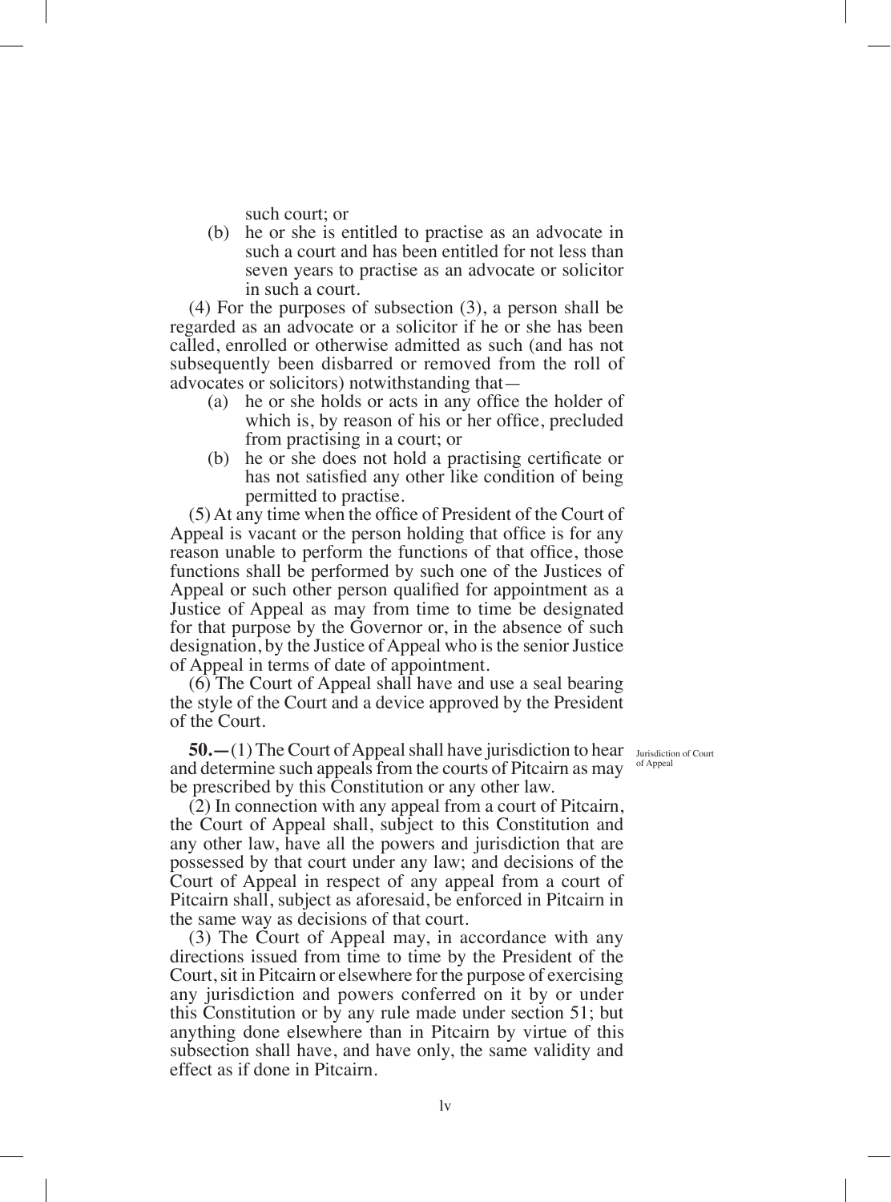such court; or

(b) he or she is entitled to practise as an advocate in such a court and has been entitled for not less than seven years to practise as an advocate or solicitor in such a court.

(4) For the purposes of subsection (3), a person shall be regarded as an advocate or a solicitor if he or she has been called, enrolled or otherwise admitted as such (and has not subsequently been disbarred or removed from the roll of advocates or solicitors) notwithstanding that—

(a) he or she holds or acts in any office the holder of which is, by reason of his or her office, precluded from practising in a court; or

(b) he or she does not hold a practising certificate or has not satisfied any other like condition of being permitted to practise.

(5) At any time when the office of President of the Court of Appeal is vacant or the person holding that office is for any reason unable to perform the functions of that office, those functions shall be performed by such one of the Justices of Appeal or such other person qualified for appointment as a Justice of Appeal as may from time to time be designated for that purpose by the Governor or, in the absence of such designation, by the Justice of Appeal who is the senior Justice of Appeal in terms of date of appointment.

(6) The Court of Appeal shall have and use a seal bearing the style of the Court and a device approved by the President of the Court.

Jurisdiction of Court of Appeal

**50.—**(1) The Court of Appeal shall have jurisdiction to hear and determine such appeals from the courts of Pitcairn as may be prescribed by this Constitution or any other law.

(2) In connection with any appeal from a court of Pitcairn, the Court of Appeal shall, subject to this Constitution and any other law, have all the powers and jurisdiction that are possessed by that court under any law; and decisions of the Court of Appeal in respect of any appeal from a court of Pitcairn shall, subject as aforesaid, be enforced in Pitcairn in the same way as decisions of that court.

(3) The Court of Appeal may, in accordance with any directions issued from time to time by the President of the Court, sit in Pitcairn or elsewhere for the purpose of exercising any jurisdiction and powers conferred on it by or under this Constitution or by any rule made under section 51; but anything done elsewhere than in Pitcairn by virtue of this subsection shall have, and have only, the same validity and effect as if done in Pitcairn.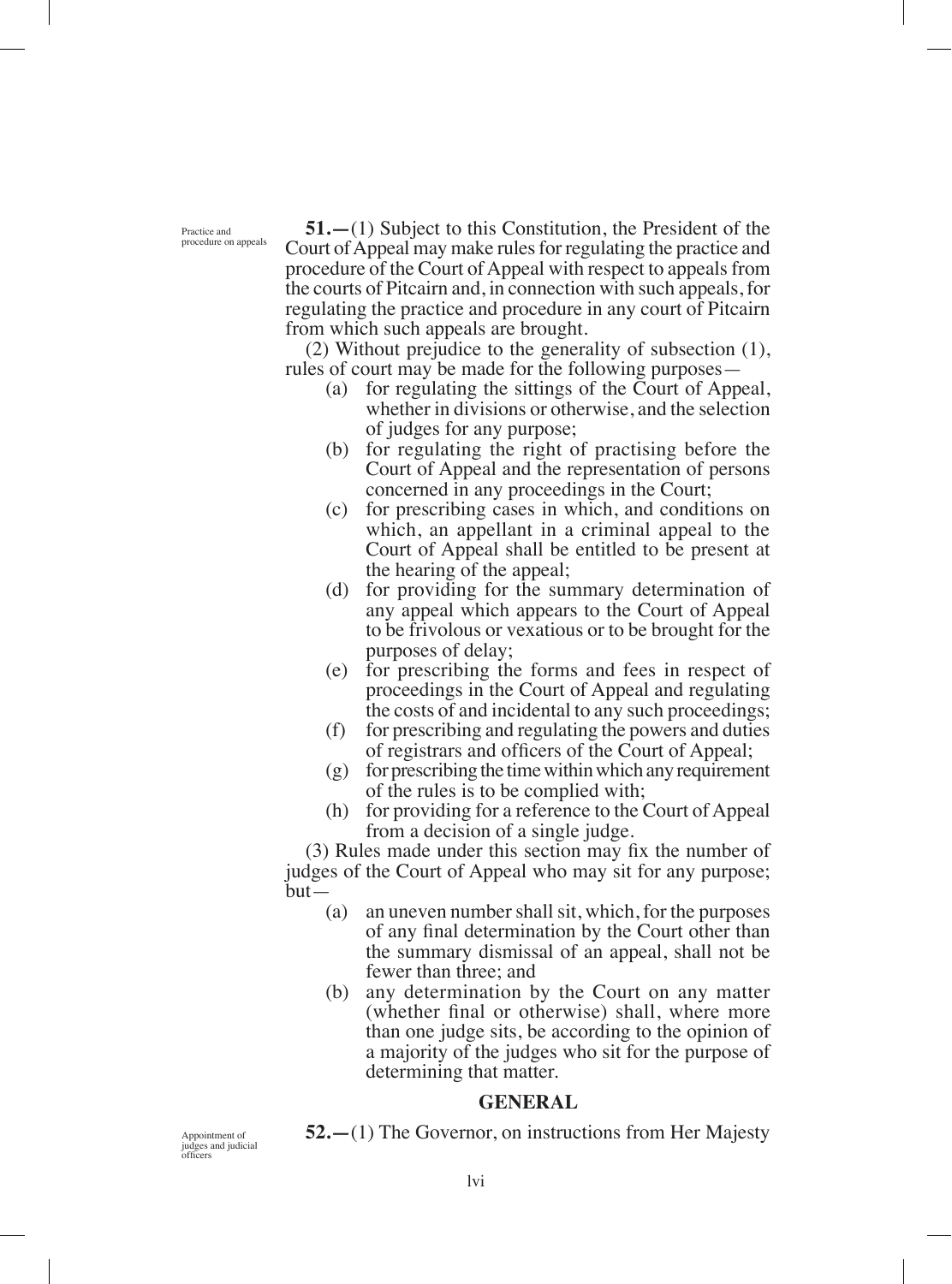Practice and procedure on appeals

**51.**—(1) Subject to this Constitution, the President of the Court of Appeal may make rules for regulating the practice and procedure of the Court of Appeal with respect to appeals from the courts of Pitcairn and, in connection with such appeals, for regulating the practice and procedure in any court of Pitcairn from which such appeals are brought.

(2) Without prejudice to the generality of subsection (1), rules of court may be made for the following purposes—

- (a) for regulating the sittings of the Court of Appeal, whether in divisions or otherwise, and the selection of judges for any purpose;
- (b) for regulating the right of practising before the Court of Appeal and the representation of persons concerned in any proceedings in the Court;
- (c) for prescribing cases in which, and conditions on which, an appellant in a criminal appeal to the Court of Appeal shall be entitled to be present at the hearing of the appeal;
- (d) for providing for the summary determination of any appeal which appears to the Court of Appeal to be frivolous or vexatious or to be brought for the purposes of delay;
- (e) for prescribing the forms and fees in respect of proceedings in the Court of Appeal and regulating the costs of and incidental to any such proceedings;
- (f) for prescribing and regulating the powers and duties of registrars and officers of the Court of Appeal;
- (g) for prescribing the time within which any requirement of the rules is to be complied with;
- (h) for providing for a reference to the Court of Appeal from a decision of a single judge.

(3) Rules made under this section may fix the number of judges of the Court of Appeal who may sit for any purpose; but—

- (a) an uneven number shall sit, which, for the purposes of any final determination by the Court other than the summary dismissal of an appeal, shall not be fewer than three; and
- (b) any determination by the Court on any matter (whether final or otherwise) shall, where more than one judge sits, be according to the opinion of a majority of the judges who sit for the purpose of determining that matter.

## GENERAL

Appointment of judges and judicial officers

**52.**—(1) The Governor, on instructions from Her Majesty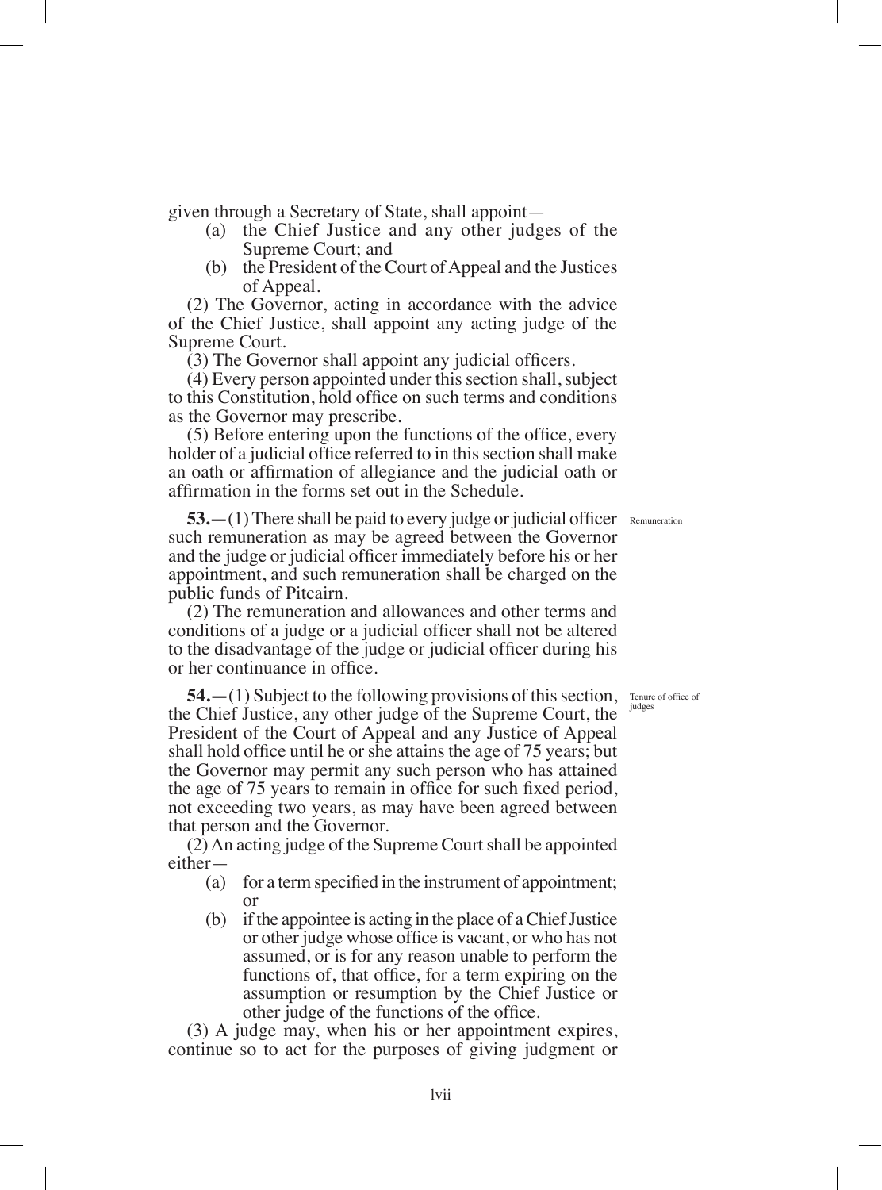given through a Secretary of State, shall appoint—

(a) the Chief Justice and any other judges of the Supreme Court; and

(b) the President of the Court of Appeal and the Justices of Appeal.

(2) The Governor, acting in accordance with the advice of the Chief Justice, shall appoint any acting judge of the Supreme Court.

(3) The Governor shall appoint any judicial officers.

(4) Every person appointed under this section shall, subject to this Constitution, hold office on such terms and conditions as the Governor may prescribe.

(5) Before entering upon the functions of the office, every holder of a judicial office referred to in this section shall make an oath or affirmation of allegiance and the judicial oath or affirmation in the forms set out in the Schedule.

Remuneration

**53.—**(1) There shall be paid to every judge or judicial officer such remuneration as may be agreed between the Governor and the judge or judicial officer immediately before his or her appointment, and such remuneration shall be charged on the public funds of Pitcairn.

(2) The remuneration and allowances and other terms and conditions of a judge or a judicial officer shall not be altered to the disadvantage of the judge or judicial officer during his or her continuance in office.

Tenure of office of judges

**54.—**(1) Subject to the following provisions of this section, the Chief Justice, any other judge of the Supreme Court, the President of the Court of Appeal and any Justice of Appeal shall hold office until he or she attains the age of 75 years; but the Governor may permit any such person who has attained the age of 75 years to remain in office for such fixed period, not exceeding two years, as may have been agreed between that person and the Governor.

(2) An acting judge of the Supreme Court shall be appointed either—

(a) for a term specified in the instrument of appointment; or

(b) if the appointee is acting in the place of a Chief Justice or other judge whose office is vacant, or who has not assumed, or is for any reason unable to perform the functions of, that office, for a term expiring on the assumption or resumption by the Chief Justice or other judge of the functions of the office.

(3) A judge may, when his or her appointment expires, continue so to act for the purposes of giving judgment or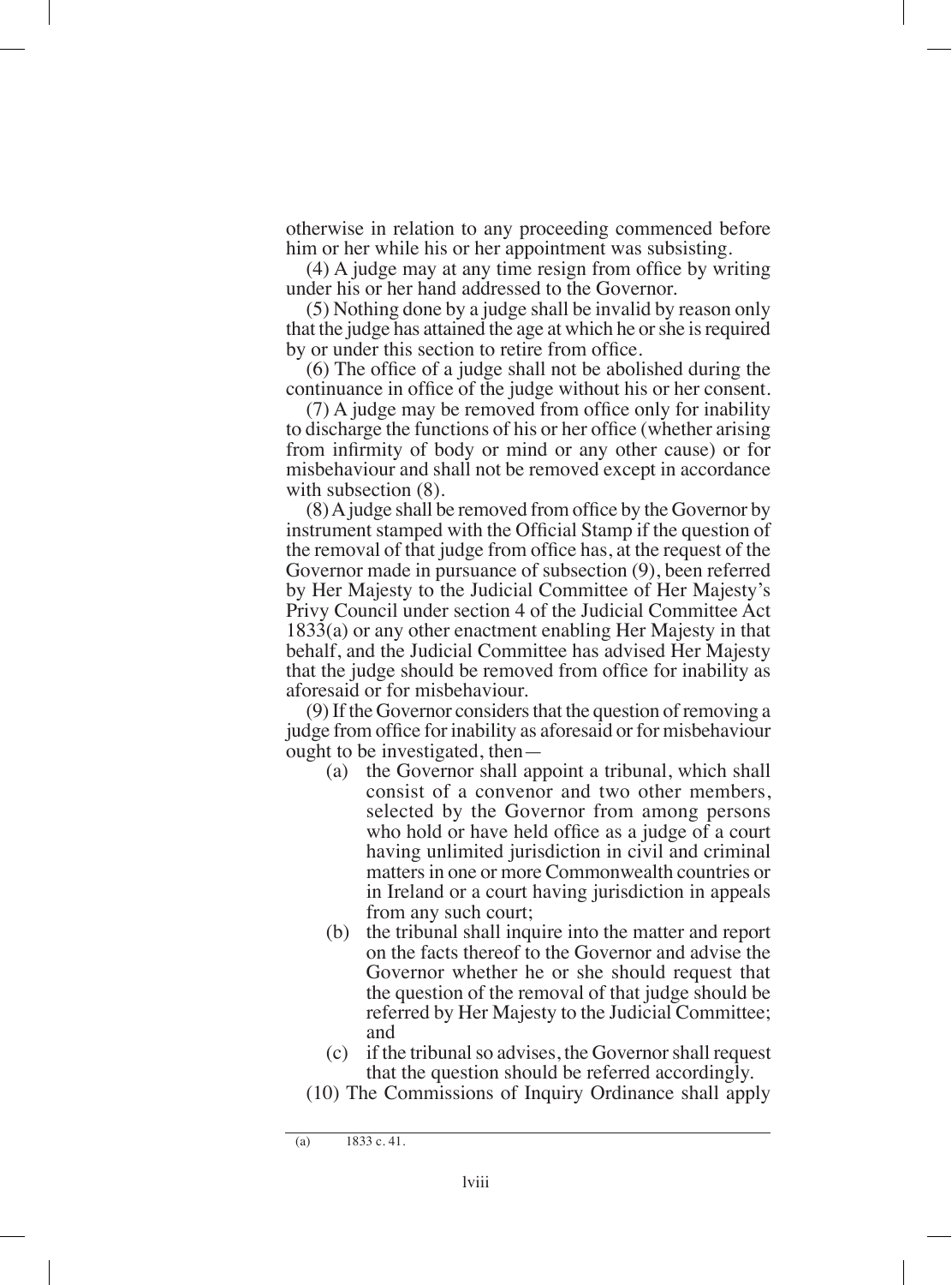otherwise in relation to any proceeding commenced before him or her while his or her appointment was subsisting.

(4) A judge may at any time resign from office by writing under his or her hand addressed to the Governor.

(5) Nothing done by a judge shall be invalid by reason only that the judge has attained the age at which he or she is required by or under this section to retire from office.

(6) The office of a judge shall not be abolished during the continuance in office of the judge without his or her consent.

(7) A judge may be removed from office only for inability to discharge the functions of his or her office (whether arising from infirmity of body or mind or any other cause) or for misbehaviour and shall not be removed except in accordance with subsection (8).

(8) A judge shall be removed from office by the Governor by instrument stamped with the Official Stamp if the question of the removal of that judge from office has, at the request of the Governor made in pursuance of subsection (9), been referred by Her Majesty to the Judicial Committee of Her Majesty's Privy Council under section 4 of the Judicial Committee Act 1833(a) or any other enactment enabling Her Majesty in that behalf, and the Judicial Committee has advised Her Majesty that the judge should be removed from office for inability as aforesaid or for misbehaviour.

(9) If the Governor considers that the question of removing a judge from office for inability as aforesaid or for misbehaviour ought to be investigated, then—

- (a) the Governor shall appoint a tribunal, which shall consist of a convenor and two other members, selected by the Governor from among persons who hold or have held office as a judge of a court having unlimited jurisdiction in civil and criminal matters in one or more Commonwealth countries or in Ireland or a court having jurisdiction in appeals from any such court;
- (b) the tribunal shall inquire into the matter and report on the facts thereof to the Governor and advise the Governor whether he or she should request that the question of the removal of that judge should be referred by Her Majesty to the Judicial Committee; and
- (c) if the tribunal so advises, the Governor shall request that the question should be referred accordingly.

(10) The Commissions of Inquiry Ordinance shall apply

(a) 1833 c. 41.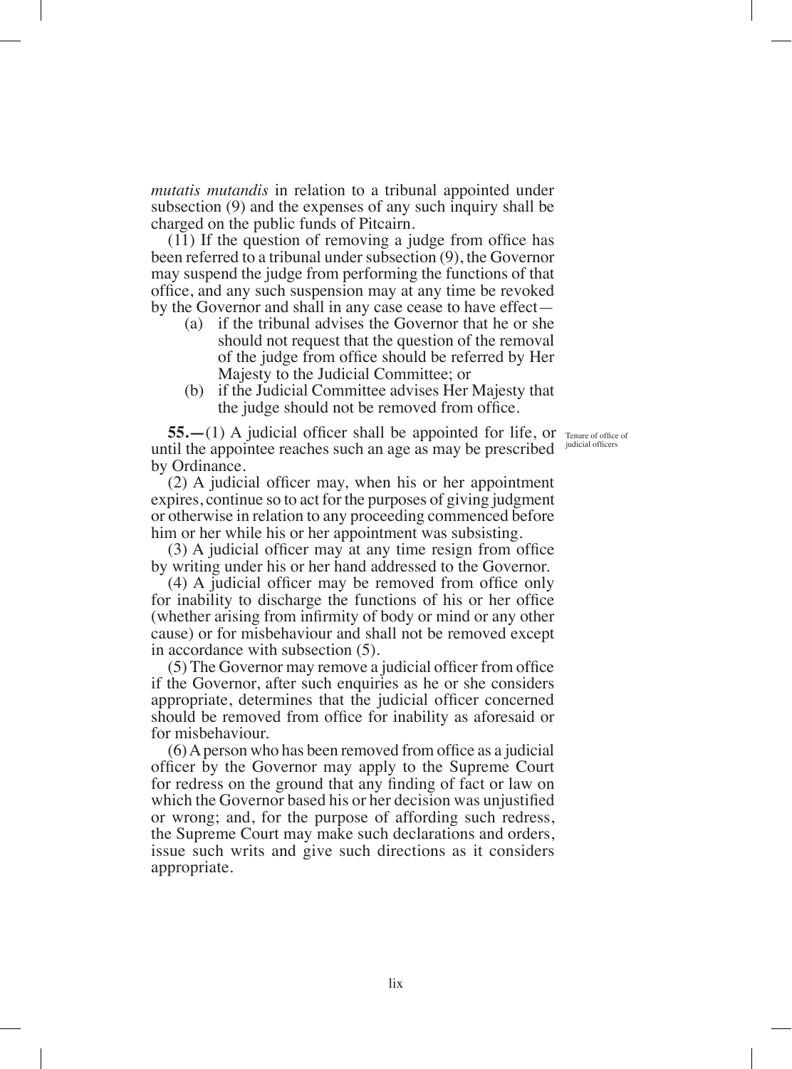*mutatis mutandis* in relation to a tribunal appointed under subsection (9) and the expenses of any such inquiry shall be charged on the public funds of Pitcairn.

(11) If the question of removing a judge from office has been referred to a tribunal under subsection (9), the Governor may suspend the judge from performing the functions of that office, and any such suspension may at any time be revoked by the Governor and shall in any case cease to have effect—

- (a) if the tribunal advises the Governor that he or she should not request that the question of the removal of the judge from office should be referred by Her Majesty to the Judicial Committee; or
- (b) if the Judicial Committee advises Her Majesty that the judge should not be removed from office.

Tenure of office of judicial officers

**55.—**(1) A judicial officer shall be appointed for life, or until the appointee reaches such an age as may be prescribed by Ordinance.

(2) A judicial officer may, when his or her appointment expires, continue so to act for the purposes of giving judgment or otherwise in relation to any proceeding commenced before him or her while his or her appointment was subsisting.

(3) A judicial officer may at any time resign from office by writing under his or her hand addressed to the Governor.

(4) A judicial officer may be removed from office only for inability to discharge the functions of his or her office (whether arising from infirmity of body or mind or any other cause) or for misbehaviour and shall not be removed except in accordance with subsection (5).

(5) The Governor may remove a judicial officer from office if the Governor, after such enquiries as he or she considers appropriate, determines that the judicial officer concerned should be removed from office for inability as aforesaid or for misbehaviour.

(6) A person who has been removed from office as a judicial officer by the Governor may apply to the Supreme Court for redress on the ground that any finding of fact or law on which the Governor based his or her decision was unjustified or wrong; and, for the purpose of affording such redress, the Supreme Court may make such declarations and orders, issue such writs and give such directions as it considers appropriate.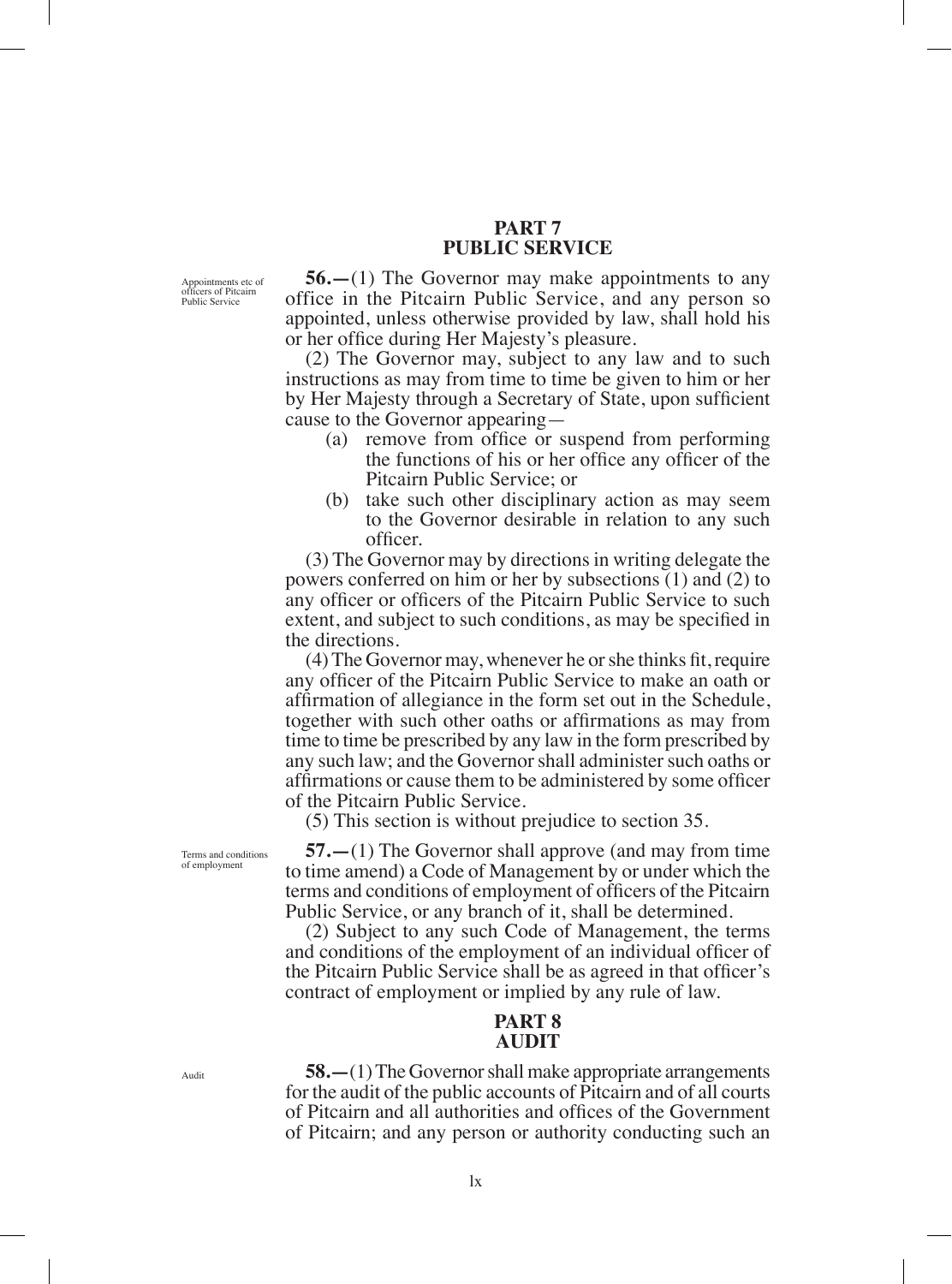## PART 7
## PUBLIC SERVICE

Appointments etc of officers of Pitcairn Public Service

**56.—**(1) The Governor may make appointments to any office in the Pitcairn Public Service, and any person so appointed, unless otherwise provided by law, shall hold his or her office during Her Majesty's pleasure.

(2) The Governor may, subject to any law and to such instructions as may from time to time be given to him or her by Her Majesty through a Secretary of State, upon sufficient cause to the Governor appearing—

- (a) remove from office or suspend from performing the functions of his or her office any officer of the Pitcairn Public Service; or
- (b) take such other disciplinary action as may seem to the Governor desirable in relation to any such officer.

(3) The Governor may by directions in writing delegate the powers conferred on him or her by subsections (1) and (2) to any officer or officers of the Pitcairn Public Service to such extent, and subject to such conditions, as may be specified in the directions.

(4) The Governor may, whenever he or she thinks fit, require any officer of the Pitcairn Public Service to make an oath or affirmation of allegiance in the form set out in the Schedule, together with such other oaths or affirmations as may from time to time be prescribed by any law in the form prescribed by any such law; and the Governor shall administer such oaths or affirmations or cause them to be administered by some officer of the Pitcairn Public Service.

(5) This section is without prejudice to section 35.

Terms and conditions of employment

**57.—**(1) The Governor shall approve (and may from time to time amend) a Code of Management by or under which the terms and conditions of employment of officers of the Pitcairn Public Service, or any branch of it, shall be determined.

(2) Subject to any such Code of Management, the terms and conditions of the employment of an individual officer of the Pitcairn Public Service shall be as agreed in that officer's contract of employment or implied by any rule of law.

## PART 8
## AUDIT

Audit

**58.—**(1) The Governor shall make appropriate arrangements for the audit of the public accounts of Pitcairn and of all courts of Pitcairn and all authorities and offices of the Government of Pitcairn; and any person or authority conducting such an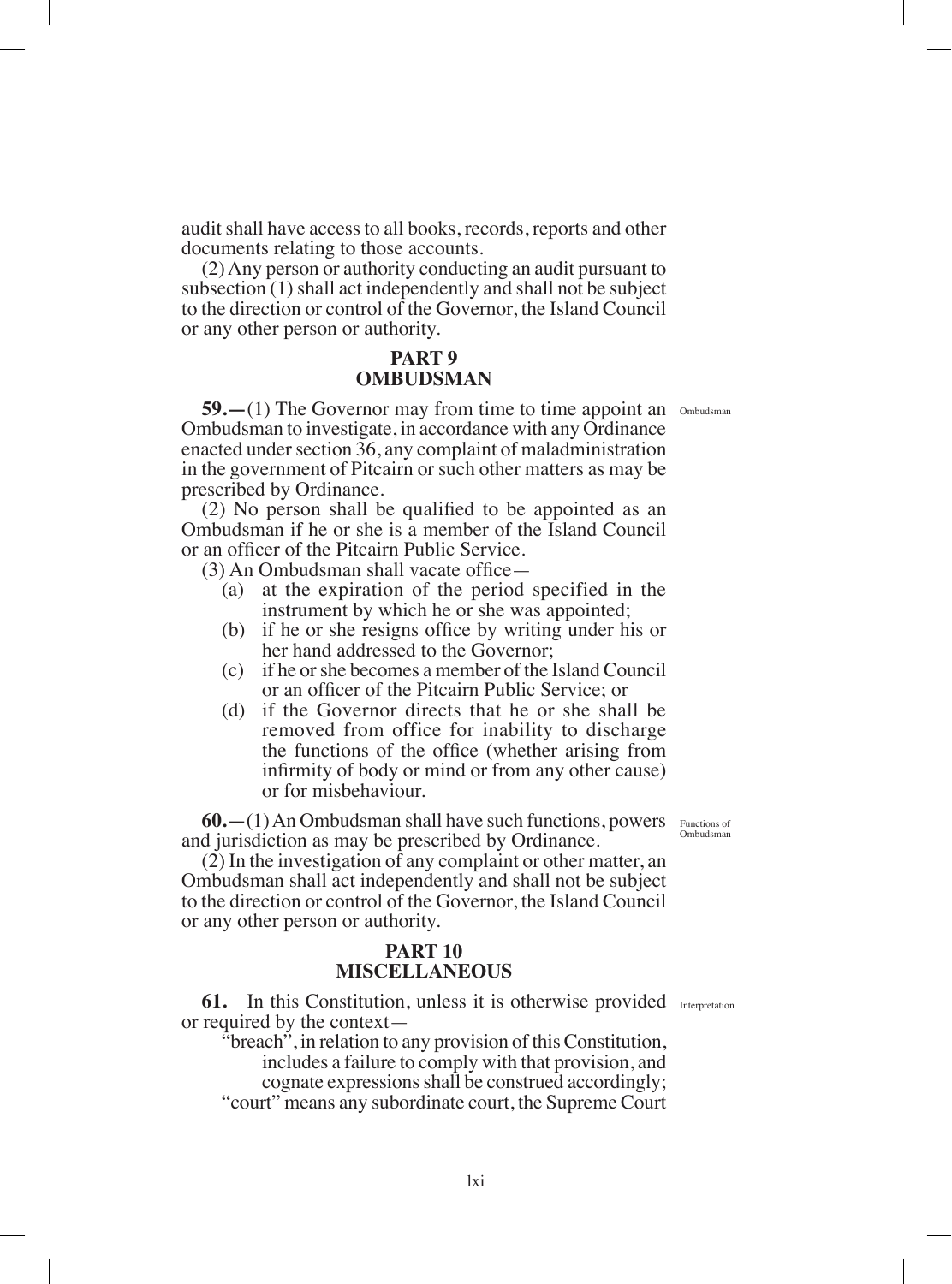audit shall have access to all books, records, reports and other documents relating to those accounts.

(2) Any person or authority conducting an audit pursuant to subsection (1) shall act independently and shall not be subject to the direction or control of the Governor, the Island Council or any other person or authority.

## PART 9
## OMBUDSMAN

**59.—**(1) The Governor may from time to time appoint an Ombudsman to investigate, in accordance with any Ordinance enacted under section 36, any complaint of maladministration in the government of Pitcairn or such other matters as may be prescribed by Ordinance.

(2) No person shall be qualified to be appointed as an Ombudsman if he or she is a member of the Island Council or an officer of the Pitcairn Public Service.

(3) An Ombudsman shall vacate office—

- (a) at the expiration of the period specified in the instrument by which he or she was appointed;
- (b) if he or she resigns office by writing under his or her hand addressed to the Governor;
- (c) if he or she becomes a member of the Island Council or an officer of the Pitcairn Public Service; or
- (d) if the Governor directs that he or she shall be removed from office for inability to discharge the functions of the office (whether arising from infirmity of body or mind or from any other cause) or for misbehaviour.

**60.—**(1) An Ombudsman shall have such functions, powers and jurisdiction as may be prescribed by Ordinance.

(2) In the investigation of any complaint or other matter, an Ombudsman shall act independently and shall not be subject to the direction or control of the Governor, the Island Council or any other person or authority.

## PART 10
## MISCELLANEOUS

**61.** In this Constitution, unless it is otherwise provided or required by the context—

"breach", in relation to any provision of this Constitution, includes a failure to comply with that provision, and cognate expressions shall be construed accordingly;

"court" means any subordinate court, the Supreme Court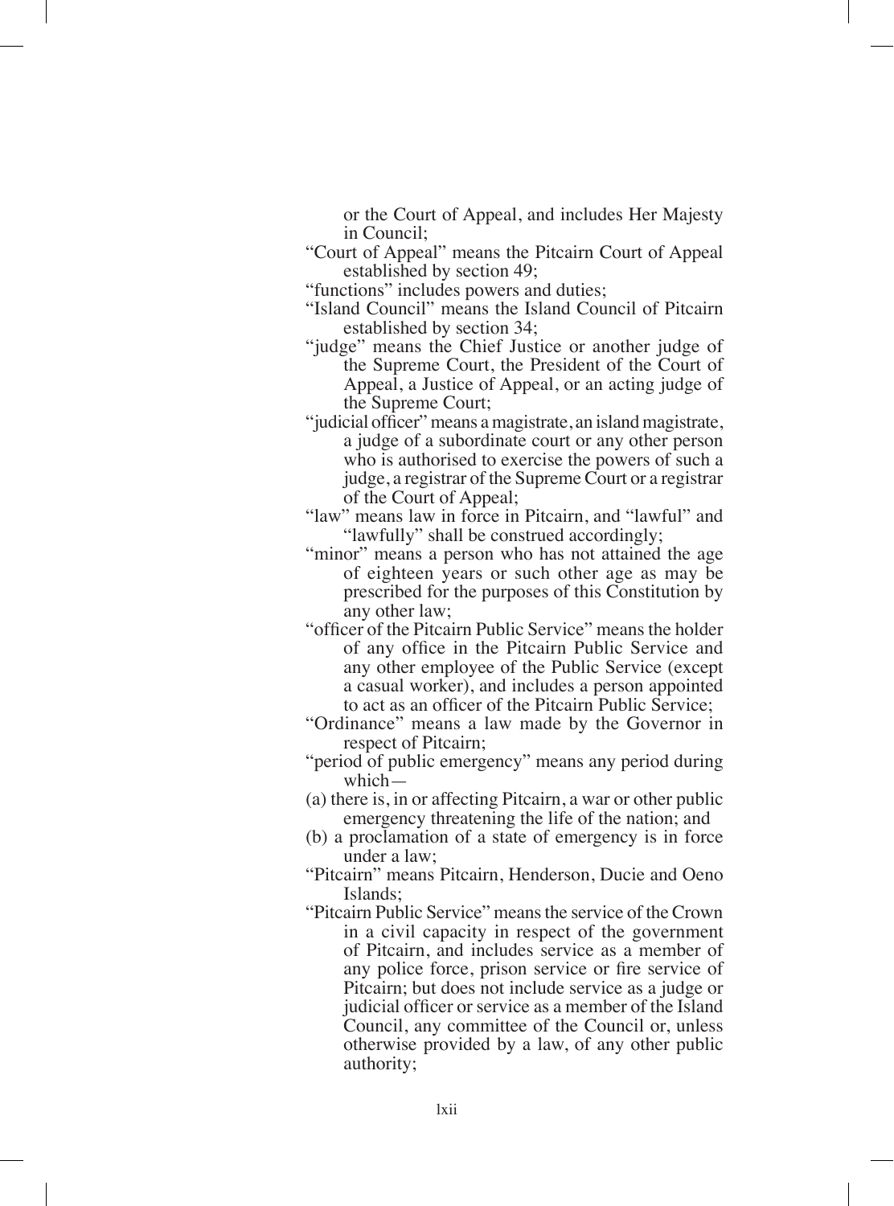or the Court of Appeal, and includes Her Majesty in Council;

"Court of Appeal" means the Pitcairn Court of Appeal established by section 49;

"functions" includes powers and duties;

"Island Council" means the Island Council of Pitcairn established by section 34;

"judge" means the Chief Justice or another judge of the Supreme Court, the President of the Court of Appeal, a Justice of Appeal, or an acting judge of the Supreme Court;

"judicial officer" means a magistrate, an island magistrate, a judge of a subordinate court or any other person who is authorised to exercise the powers of such a judge, a registrar of the Supreme Court or a registrar of the Court of Appeal;

"law" means law in force in Pitcairn, and "lawful" and "lawfully" shall be construed accordingly;

"minor" means a person who has not attained the age of eighteen years or such other age as may be prescribed for the purposes of this Constitution by any other law;

"officer of the Pitcairn Public Service" means the holder of any office in the Pitcairn Public Service and any other employee of the Public Service (except a casual worker), and includes a person appointed to act as an officer of the Pitcairn Public Service;

"Ordinance" means a law made by the Governor in respect of Pitcairn;

"period of public emergency" means any period during which—

(a) there is, in or affecting Pitcairn, a war or other public emergency threatening the life of the nation; and

(b) a proclamation of a state of emergency is in force under a law;

"Pitcairn" means Pitcairn, Henderson, Ducie and Oeno Islands;

"Pitcairn Public Service" means the service of the Crown in a civil capacity in respect of the government of Pitcairn, and includes service as a member of any police force, prison service or fire service of Pitcairn; but does not include service as a judge or judicial officer or service as a member of the Island Council, any committee of the Council or, unless otherwise provided by a law, of any other public authority;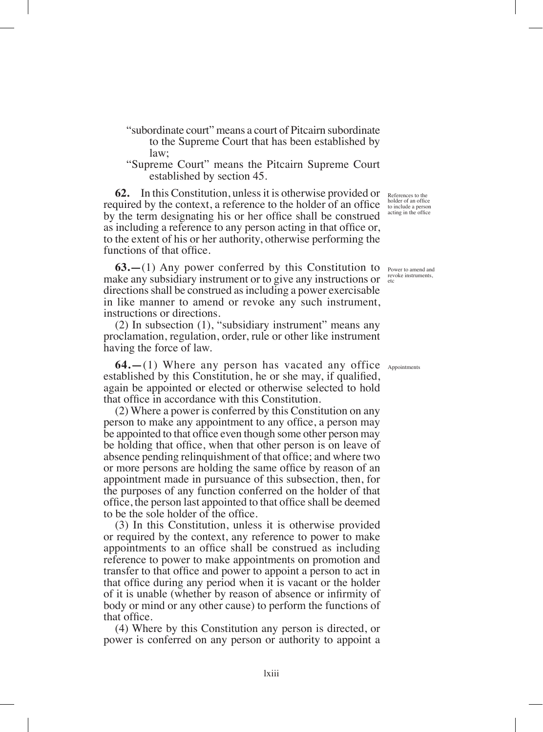"subordinate court" means a court of Pitcairn subordinate to the Supreme Court that has been established by law;

"Supreme Court" means the Pitcairn Supreme Court established by section 45.

*References to the holder of an office to include a person acting in the office*

**62.** In this Constitution, unless it is otherwise provided or required by the context, a reference to the holder of an office by the term designating his or her office shall be construed as including a reference to any person acting in that office or, to the extent of his or her authority, otherwise performing the functions of that office.

*Power to amend and revoke instruments, etc*

**63.—**(1) Any power conferred by this Constitution to make any subsidiary instrument or to give any instructions or directions shall be construed as including a power exercisable in like manner to amend or revoke any such instrument, instructions or directions.

(2) In subsection (1), "subsidiary instrument" means any proclamation, regulation, order, rule or other like instrument having the force of law.

*Appointments*

**64.—**(1) Where any person has vacated any office established by this Constitution, he or she may, if qualified, again be appointed or elected or otherwise selected to hold that office in accordance with this Constitution.

(2) Where a power is conferred by this Constitution on any person to make any appointment to any office, a person may be appointed to that office even though some other person may be holding that office, when that other person is on leave of absence pending relinquishment of that office; and where two or more persons are holding the same office by reason of an appointment made in pursuance of this subsection, then, for the purposes of any function conferred on the holder of that office, the person last appointed to that office shall be deemed to be the sole holder of the office.

(3) In this Constitution, unless it is otherwise provided or required by the context, any reference to power to make appointments to an office shall be construed as including reference to power to make appointments on promotion and transfer to that office and power to appoint a person to act in that office during any period when it is vacant or the holder of it is unable (whether by reason of absence or infirmity of body or mind or any other cause) to perform the functions of that office.

(4) Where by this Constitution any person is directed, or power is conferred on any person or authority to appoint a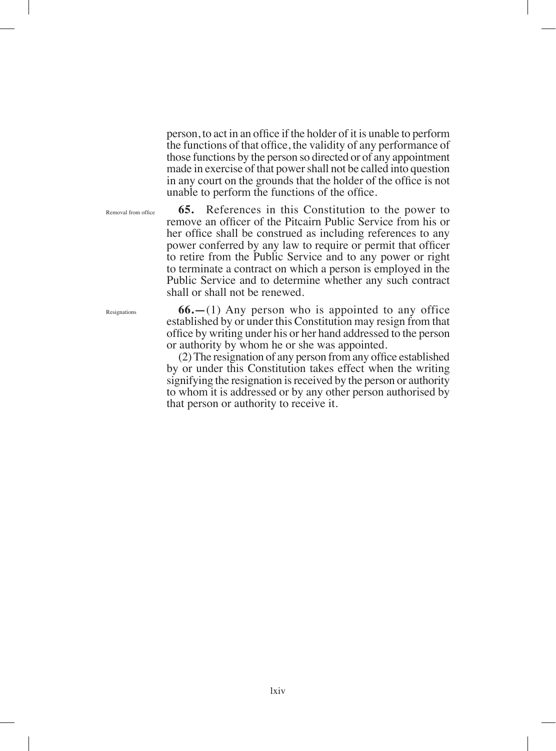person, to act in an office if the holder of it is unable to perform the functions of that office, the validity of any performance of those functions by the person so directed or of any appointment made in exercise of that power shall not be called into question in any court on the grounds that the holder of the office is not unable to perform the functions of the office.

Removal from office

**65.** References in this Constitution to the power to remove an officer of the Pitcairn Public Service from his or her office shall be construed as including references to any power conferred by any law to require or permit that officer to retire from the Public Service and to any power or right to terminate a contract on which a person is employed in the Public Service and to determine whether any such contract shall or shall not be renewed.

Resignations

**66.—**(1) Any person who is appointed to any office established by or under this Constitution may resign from that office by writing under his or her hand addressed to the person or authority by whom he or she was appointed.

(2) The resignation of any person from any office established by or under this Constitution takes effect when the writing signifying the resignation is received by the person or authority to whom it is addressed or by any other person authorised by that person or authority to receive it.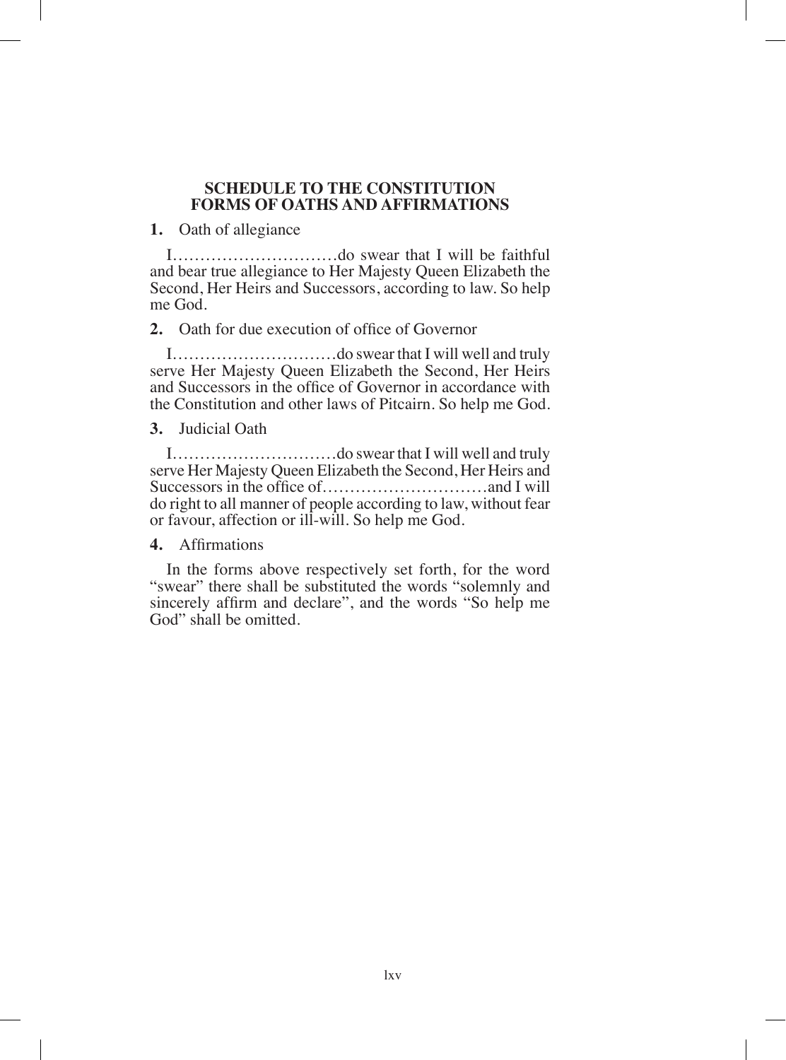## SCHEDULE TO THE CONSTITUTION
## FORMS OF OATHS AND AFFIRMATIONS

**1.** Oath of allegiance

I…………………………do swear that I will be faithful and bear true allegiance to Her Majesty Queen Elizabeth the Second, Her Heirs and Successors, according to law. So help me God.

**2.** Oath for due execution of office of Governor

I…………………………do swear that I will well and truly serve Her Majesty Queen Elizabeth the Second, Her Heirs and Successors in the office of Governor in accordance with the Constitution and other laws of Pitcairn. So help me God.

**3.** Judicial Oath

I…………………………do swear that I will well and truly serve Her Majesty Queen Elizabeth the Second, Her Heirs and Successors in the office of…………………………and I will do right to all manner of people according to law, without fear or favour, affection or ill-will. So help me God.

**4.** Affirmations

In the forms above respectively set forth, for the word "swear" there shall be substituted the words "solemnly and sincerely affirm and declare", and the words "So help me God" shall be omitted.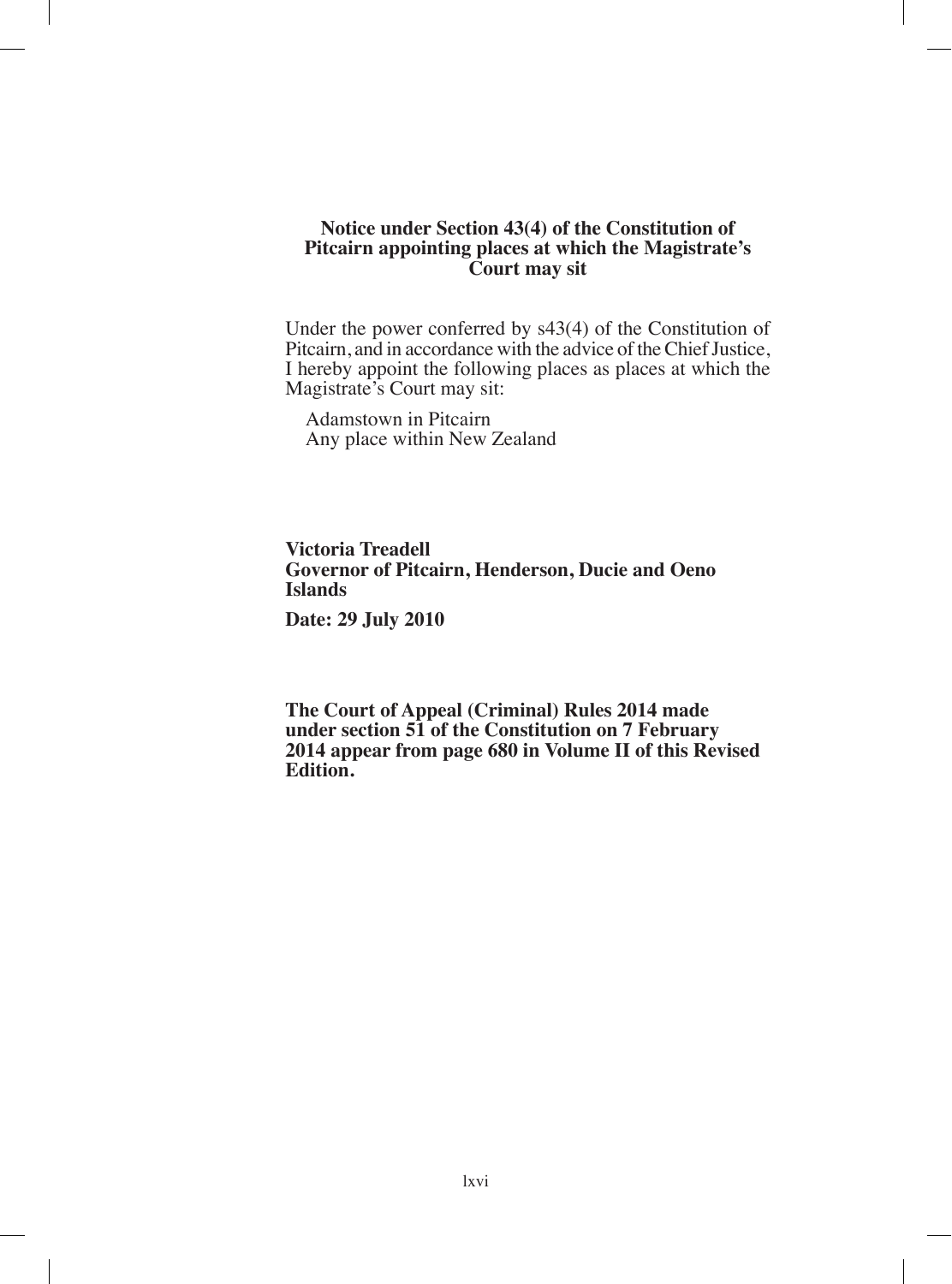**Notice under Section 43(4) of the Constitution of Pitcairn appointing places at which the Magistrate's Court may sit**

Under the power conferred by s43(4) of the Constitution of Pitcairn, and in accordance with the advice of the Chief Justice, I hereby appoint the following places as places at which the Magistrate's Court may sit:

Adamstown in Pitcairn
Any place within New Zealand

**Victoria Treadell**
**Governor of Pitcairn, Henderson, Ducie and Oeno Islands**

**Date: 29 July 2010**

**The Court of Appeal (Criminal) Rules 2014 made under section 51 of the Constitution on 7 February 2014 appear from page 680 in Volume II of this Revised Edition.**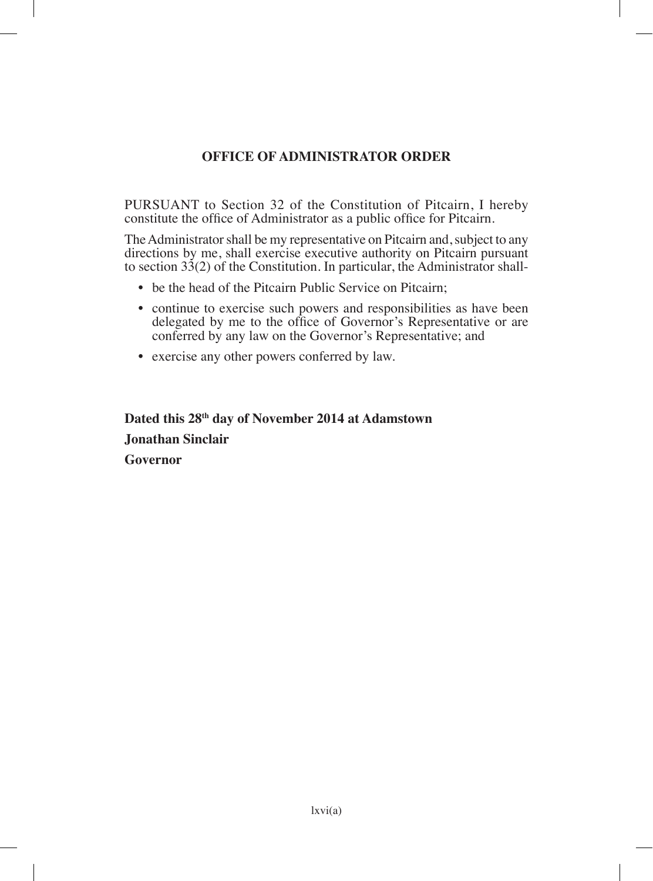# OFFICE OF ADMINISTRATOR ORDER

PURSUANT to Section 32 of the Constitution of Pitcairn, I hereby constitute the office of Administrator as a public office for Pitcairn.

The Administrator shall be my representative on Pitcairn and, subject to any directions by me, shall exercise executive authority on Pitcairn pursuant to section 33(2) of the Constitution. In particular, the Administrator shall-

- be the head of the Pitcairn Public Service on Pitcairn;
- continue to exercise such powers and responsibilities as have been delegated by me to the office of Governor's Representative or are conferred by any law on the Governor's Representative; and
- exercise any other powers conferred by law.

**Dated this 28th day of November 2014 at Adamstown**

**Jonathan Sinclair**

**Governor**